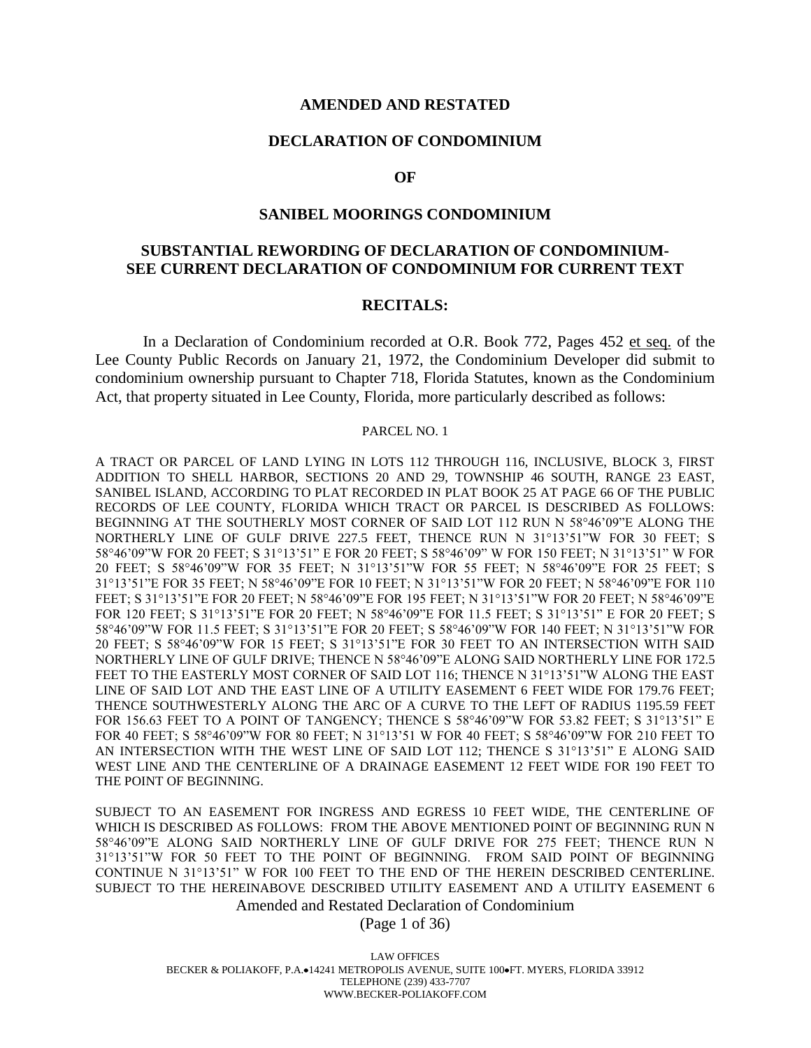# AMENDED AND RESTATED

# DECLARATION OF CONDOMINIUM

# OF

# SANIBEL MOORINGS CONDOMINIUM

## SUBSTANTIAL REWORDING OF DECLARATION OF CONDOMINIUM- SEE CURRENT DECLARATION OF CONDOMINIUM FOR CURRENT TEXT

## RECITALS:

In a Declaration of Condominium recorded at O.R. Book 772, Pages 452 et seq. of the Lee County Public Records on January 21, 1972, the Condominium Developer did submit to condominium ownership pursuant to Chapter 718, Florida Statutes, known as the Condominium Act, that property situated in Lee County, Florida, more particularly described as follows:

PARCEL NO. 1

A TRACT OR PARCEL OF LAND LYING IN LOTS 112 THROUGH 116, INCLUSIVE, BLOCK 3, FIRST ADDITION TO SHELL HARBOR, SECTIONS 20 AND 29, TOWNSHIP 46 SOUTH, RANGE 23 EAST, SANIBEL ISLAND, ACCORDING TO PLAT RECORDED IN PLAT BOOK 25 AT PAGE 66 OF THE PUBLIC RECORDS OF LEE COUNTY, FLORIDA WHICH TRACT OR PARCEL IS DESCRIBED AS FOLLOWS: BEGINNING AT THE SOUTHERLY MOST CORNER OF SAID LOT 112 RUN N 58°46'09"E ALONG THE NORTHERLY LINE OF GULF DRIVE 227.5 FEET, THENCE RUN N 31°13'51"W FOR 30 FEET; S 58°46'09"W FOR 20 FEET; S 31°13'51" E FOR 20 FEET; S 58°46'09" W FOR 150 FEET; N 31°13'51" W FOR 20 FEET; S 58°46'09"W FOR 35 FEET; N 31°13'51"W FOR 55 FEET; N 58°46'09"E FOR 25 FEET; S 31°13'51"E FOR 35 FEET; N 58°46'09"E FOR 10 FEET; N 31°13'51"W FOR 20 FEET; N 58°46'09"E FOR 110 FEET; S 31°13'51"E FOR 20 FEET; N 58°46'09"E FOR 195 FEET; N 31°13'51"W FOR 20 FEET; N 58°46'09"E FOR 120 FEET; S 31°13'51"E FOR 20 FEET; N 58°46'09"E FOR 11.5 FEET; S 31°13'51" E FOR 20 FEET; S 58°46'09"W FOR 11.5 FEET; S 31°13'51"E FOR 20 FEET; S 58°46'09"W FOR 140 FEET; N 31°13'51"W FOR 20 FEET; S 58°46'09"W FOR 15 FEET; S 31°13'51"E FOR 30 FEET TO AN INTERSECTION WITH SAID NORTHERLY LINE OF GULF DRIVE; THENCE N 58°46'09"E ALONG SAID NORTHERLY LINE FOR 172.5 FEET TO THE EASTERLY MOST CORNER OF SAID LOT 116; THENCE N 31°13'51"W ALONG THE EAST LINE OF SAID LOT AND THE EAST LINE OF A UTILITY EASEMENT 6 FEET WIDE FOR 179.76 FEET; THENCE SOUTHWESTERLY ALONG THE ARC OF A CURVE TO THE LEFT OF RADIUS 1195.59 FEET FOR 156.63 FEET TO A POINT OF TANGENCY; THENCE S 58°46'09"W FOR 53.82 FEET; S 31°13'51" E FOR 40 FEET; S 58°46'09"W FOR 80 FEET; N 31°13'51 W FOR 40 FEET; S 58°46'09"W FOR 210 FEET TO AN INTERSECTION WITH THE WEST LINE OF SAID LOT 112; THENCE S 31°13'51" E ALONG SAID WEST LINE AND THE CENTERLINE OF A DRAINAGE EASEMENT 12 FEET WIDE FOR 190 FEET TO THE POINT OF BEGINNING.

SUBJECT TO AN EASEMENT FOR INGRESS AND EGRESS 10 FEET WIDE, THE CENTERLINE OF WHICH IS DESCRIBED AS FOLLOWS: FROM THE ABOVE MENTIONED POINT OF BEGINNING RUN N 58°46'09"E ALONG SAID NORTHERLY LINE OF GULF DRIVE FOR 275 FEET; THENCE RUN N 31°13'51"W FOR 50 FEET TO THE POINT OF BEGINNING. FROM SAID POINT OF BEGINNING CONTINUE N 31°13'51" W FOR 100 FEET TO THE END OF THE HEREIN DESCRIBED CENTERLINE. SUBJECT TO THE HEREINABOVE DESCRIBED UTILITY EASEMENT AND A UTILITY EASEMENT 6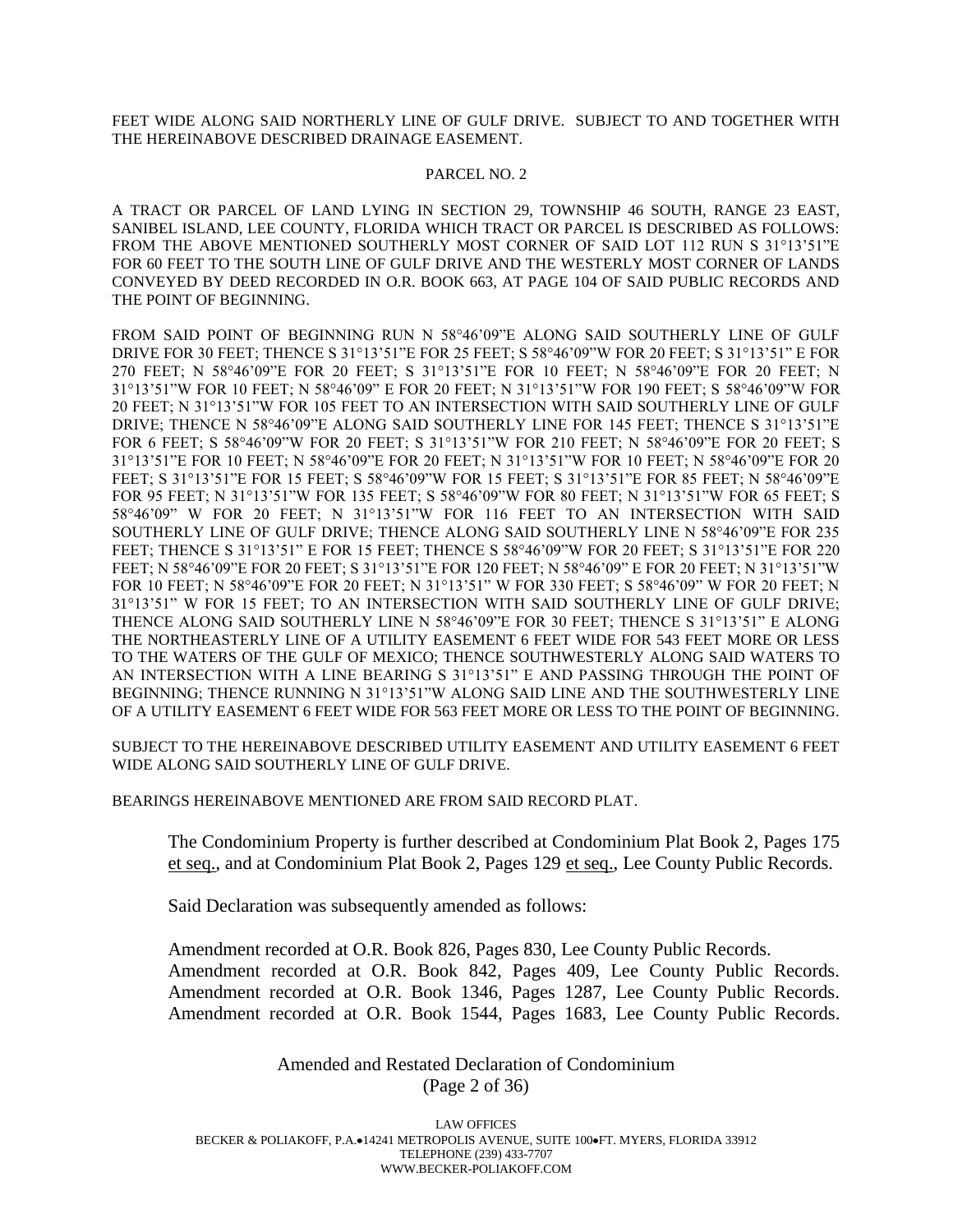FEET WIDE ALONG SAID NORTHERLY LINE OF GULF DRIVE. SUBJECT TO AND TOGETHER WITH THE HEREINABOVE DESCRIBED DRAINAGE EASEMENT.

PARCEL NO. 2

A TRACT OR PARCEL OF LAND LYING IN SECTION 29, TOWNSHIP 46 SOUTH, RANGE 23 EAST, SANIBEL ISLAND, LEE COUNTY, FLORIDA WHICH TRACT OR PARCEL IS DESCRIBED AS FOLLOWS: FROM THE ABOVE MENTIONED SOUTHERLY MOST CORNER OF SAID LOT 112 RUN S 31°13'51"E FOR 60 FEET TO THE SOUTH LINE OF GULF DRIVE AND THE WESTERLY MOST CORNER OF LANDS CONVEYED BY DEED RECORDED IN O.R. BOOK 663, AT PAGE 104 OF SAID PUBLIC RECORDS AND THE POINT OF BEGINNING.

FROM SAID POINT OF BEGINNING RUN N 58°46'09"E ALONG SAID SOUTHERLY LINE OF GULF DRIVE FOR 30 FEET; THENCE S 31°13'51"E FOR 25 FEET; S 58°46'09"W FOR 20 FEET; S 31°13'51" E FOR 270 FEET; N 58°46'09"E FOR 20 FEET; S 31°13'51"E FOR 10 FEET; N 58°46'09"E FOR 20 FEET; N 31°13'51"W FOR 10 FEET; N 58°46'09" E FOR 20 FEET; N 31°13'51"W FOR 190 FEET; S 58°46'09"W FOR 20 FEET; N 31°13'51"W FOR 105 FEET TO AN INTERSECTION WITH SAID SOUTHERLY LINE OF GULF DRIVE; THENCE N 58°46'09"E ALONG SAID SOUTHERLY LINE FOR 145 FEET; THENCE S 31°13'51"E FOR 6 FEET; S 58°46'09"W FOR 20 FEET; S 31°13'51"W FOR 210 FEET; N 58°46'09"E FOR 20 FEET; S 31°13'51"E FOR 10 FEET; N 58°46'09"E FOR 20 FEET; N 31°13'51"W FOR 10 FEET; N 58°46'09"E FOR 20 FEET; S 31°13'51"E FOR 15 FEET; S 58°46'09"W FOR 15 FEET; S 31°13'51"E FOR 85 FEET; N 58°46'09"E FOR 95 FEET; N 31°13'51"W FOR 135 FEET; S 58°46'09"W FOR 80 FEET; N 31°13'51"W FOR 65 FEET; S 58°46'09" W FOR 20 FEET; N 31°13'51"W FOR 116 FEET TO AN INTERSECTION WITH SAID SOUTHERLY LINE OF GULF DRIVE; THENCE ALONG SAID SOUTHERLY LINE N 58°46'09"E FOR 235 FEET; THENCE S 31°13'51" E FOR 15 FEET; THENCE S 58°46'09"W FOR 20 FEET; S 31°13'51"E FOR 220 FEET; N 58°46'09"E FOR 20 FEET; S 31°13'51"E FOR 120 FEET; N 58°46'09" E FOR 20 FEET; N 31°13'51"W FOR 10 FEET; N 58°46'09"E FOR 20 FEET; N 31°13'51" W FOR 330 FEET; S 58°46'09" W FOR 20 FEET; N 31°13'51" W FOR 15 FEET; TO AN INTERSECTION WITH SAID SOUTHERLY LINE OF GULF DRIVE; THENCE ALONG SAID SOUTHERLY LINE N 58°46'09"E FOR 30 FEET; THENCE S 31°13'51" E ALONG THE NORTHEASTERLY LINE OF A UTILITY EASEMENT 6 FEET WIDE FOR 543 FEET MORE OR LESS TO THE WATERS OF THE GULF OF MEXICO; THENCE SOUTHWESTERLY ALONG SAID WATERS TO AN INTERSECTION WITH A LINE BEARING S 31°13'51" E AND PASSING THROUGH THE POINT OF BEGINNING; THENCE RUNNING N 31°13'51"W ALONG SAID LINE AND THE SOUTHWESTERLY LINE OF A UTILITY EASEMENT 6 FEET WIDE FOR 563 FEET MORE OR LESS TO THE POINT OF BEGINNING.

SUBJECT TO THE HEREINABOVE DESCRIBED UTILITY EASEMENT AND UTILITY EASEMENT 6 FEET WIDE ALONG SAID SOUTHERLY LINE OF GULF DRIVE.

BEARINGS HEREINABOVE MENTIONED ARE FROM SAID RECORD PLAT.

The Condominium Property is further described at Condominium Plat Book 2, Pages 175 et seq., and at Condominium Plat Book 2, Pages 129 et seq., Lee County Public Records.

Said Declaration was subsequently amended as follows:

Amendment recorded at O.R. Book 826, Pages 830, Lee County Public Records.
Amendment recorded at O.R. Book 842, Pages 409, Lee County Public Records.
Amendment recorded at O.R. Book 1346, Pages 1287, Lee County Public Records.
Amendment recorded at O.R. Book 1544, Pages 1683, Lee County Public Records.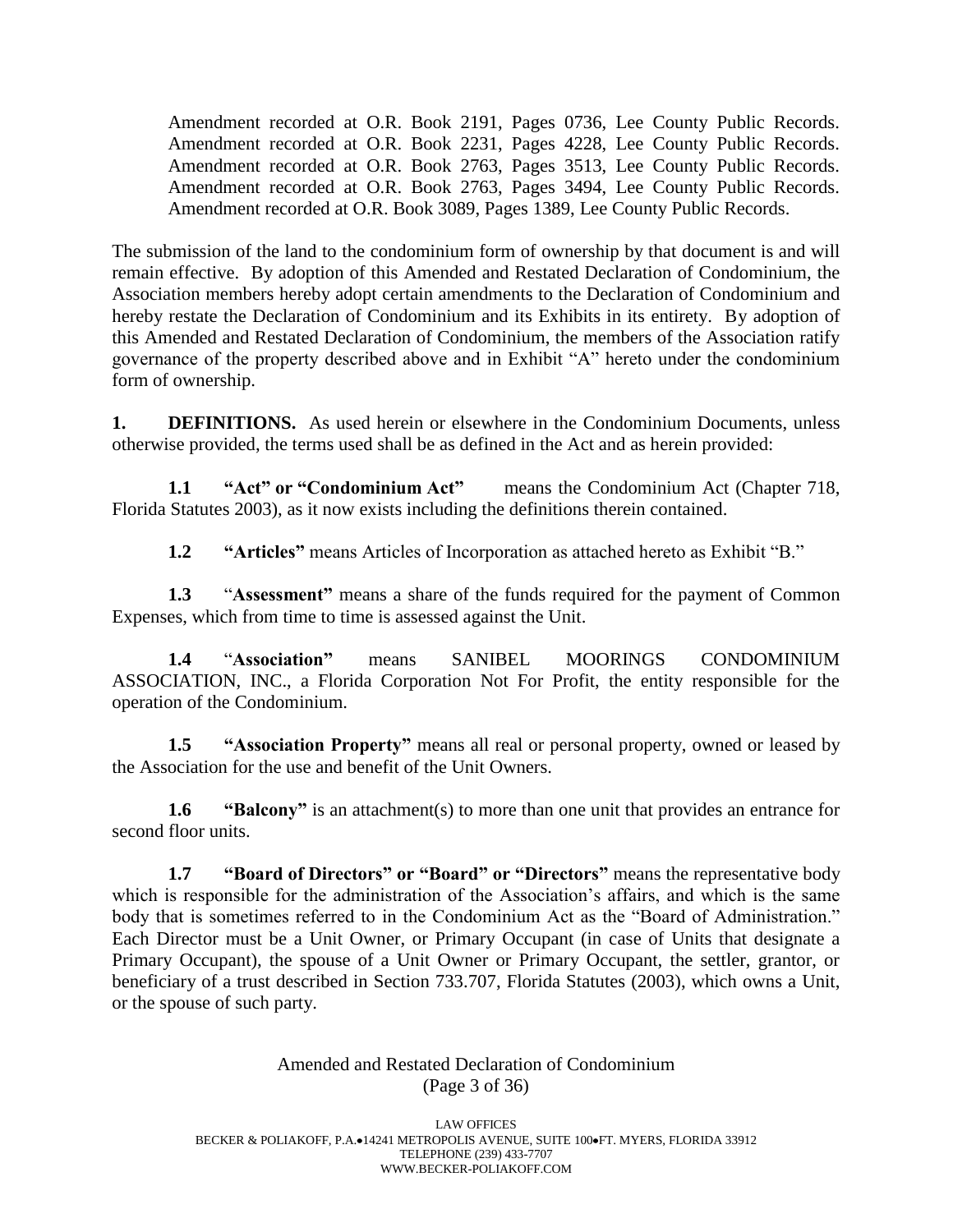Amendment recorded at O.R. Book 2191, Pages 0736, Lee County Public Records.
Amendment recorded at O.R. Book 2231, Pages 4228, Lee County Public Records.
Amendment recorded at O.R. Book 2763, Pages 3513, Lee County Public Records.
Amendment recorded at O.R. Book 2763, Pages 3494, Lee County Public Records.
Amendment recorded at O.R. Book 3089, Pages 1389, Lee County Public Records.

The submission of the land to the condominium form of ownership by that document is and will remain effective. By adoption of this Amended and Restated Declaration of Condominium, the Association members hereby adopt certain amendments to the Declaration of Condominium and hereby restate the Declaration of Condominium and its Exhibits in its entirety. By adoption of this Amended and Restated Declaration of Condominium, the members of the Association ratify governance of the property described above and in Exhibit "A" hereto under the condominium form of ownership.

**1. DEFINITIONS.** As used herein or elsewhere in the Condominium Documents, unless otherwise provided, the terms used shall be as defined in the Act and as herein provided:

**1.1 "Act" or "Condominium Act"** means the Condominium Act (Chapter 718, Florida Statutes 2003), as it now exists including the definitions therein contained.

**1.2 "Articles"** means Articles of Incorporation as attached hereto as Exhibit "B."

**1.3 "Assessment"** means a share of the funds required for the payment of Common Expenses, which from time to time is assessed against the Unit.

**1.4 "Association"** means SANIBEL MOORINGS CONDOMINIUM ASSOCIATION, INC., a Florida Corporation Not For Profit, the entity responsible for the operation of the Condominium.

**1.5 "Association Property"** means all real or personal property, owned or leased by the Association for the use and benefit of the Unit Owners.

**1.6 "Balcony"** is an attachment(s) to more than one unit that provides an entrance for second floor units.

**1.7 "Board of Directors" or "Board" or "Directors"** means the representative body which is responsible for the administration of the Association's affairs, and which is the same body that is sometimes referred to in the Condominium Act as the "Board of Administration." Each Director must be a Unit Owner, or Primary Occupant (in case of Units that designate a Primary Occupant), the spouse of a Unit Owner or Primary Occupant, the settler, grantor, or beneficiary of a trust described in Section 733.707, Florida Statutes (2003), which owns a Unit, or the spouse of such party.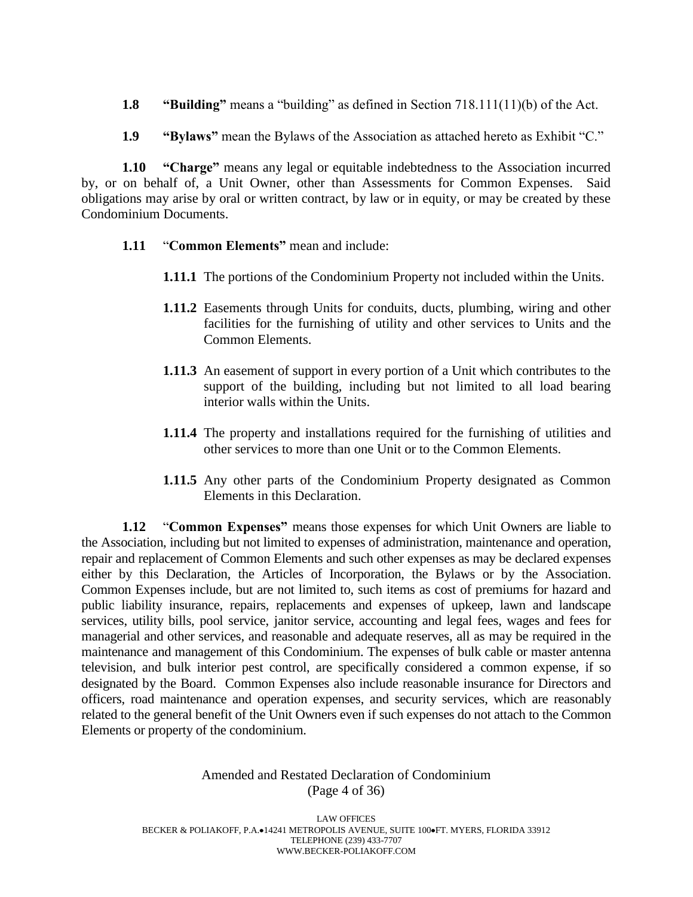**1.8 "Building"** means a "building" as defined in Section 718.111(11)(b) of the Act.

**1.9 "Bylaws"** mean the Bylaws of the Association as attached hereto as Exhibit "C."

**1.10 "Charge"** means any legal or equitable indebtedness to the Association incurred by, or on behalf of, a Unit Owner, other than Assessments for Common Expenses. Said obligations may arise by oral or written contract, by law or in equity, or may be created by these Condominium Documents.

**1.11 "Common Elements"** mean and include:

- **1.11.1** The portions of the Condominium Property not included within the Units.
- **1.11.2** Easements through Units for conduits, ducts, plumbing, wiring and other facilities for the furnishing of utility and other services to Units and the Common Elements.
- **1.11.3** An easement of support in every portion of a Unit which contributes to the support of the building, including but not limited to all load bearing interior walls within the Units.
- **1.11.4** The property and installations required for the furnishing of utilities and other services to more than one Unit or to the Common Elements.
- **1.11.5** Any other parts of the Condominium Property designated as Common Elements in this Declaration.

**1.12 "Common Expenses"** means those expenses for which Unit Owners are liable to the Association, including but not limited to expenses of administration, maintenance and operation, repair and replacement of Common Elements and such other expenses as may be declared expenses either by this Declaration, the Articles of Incorporation, the Bylaws or by the Association. Common Expenses include, but are not limited to, such items as cost of premiums for hazard and public liability insurance, repairs, replacements and expenses of upkeep, lawn and landscape services, utility bills, pool service, janitor service, accounting and legal fees, wages and fees for managerial and other services, and reasonable and adequate reserves, all as may be required in the maintenance and management of this Condominium. The expenses of bulk cable or master antenna television, and bulk interior pest control, are specifically considered a common expense, if so designated by the Board. Common Expenses also include reasonable insurance for Directors and officers, road maintenance and operation expenses, and security services, which are reasonably related to the general benefit of the Unit Owners even if such expenses do not attach to the Common Elements or property of the condominium.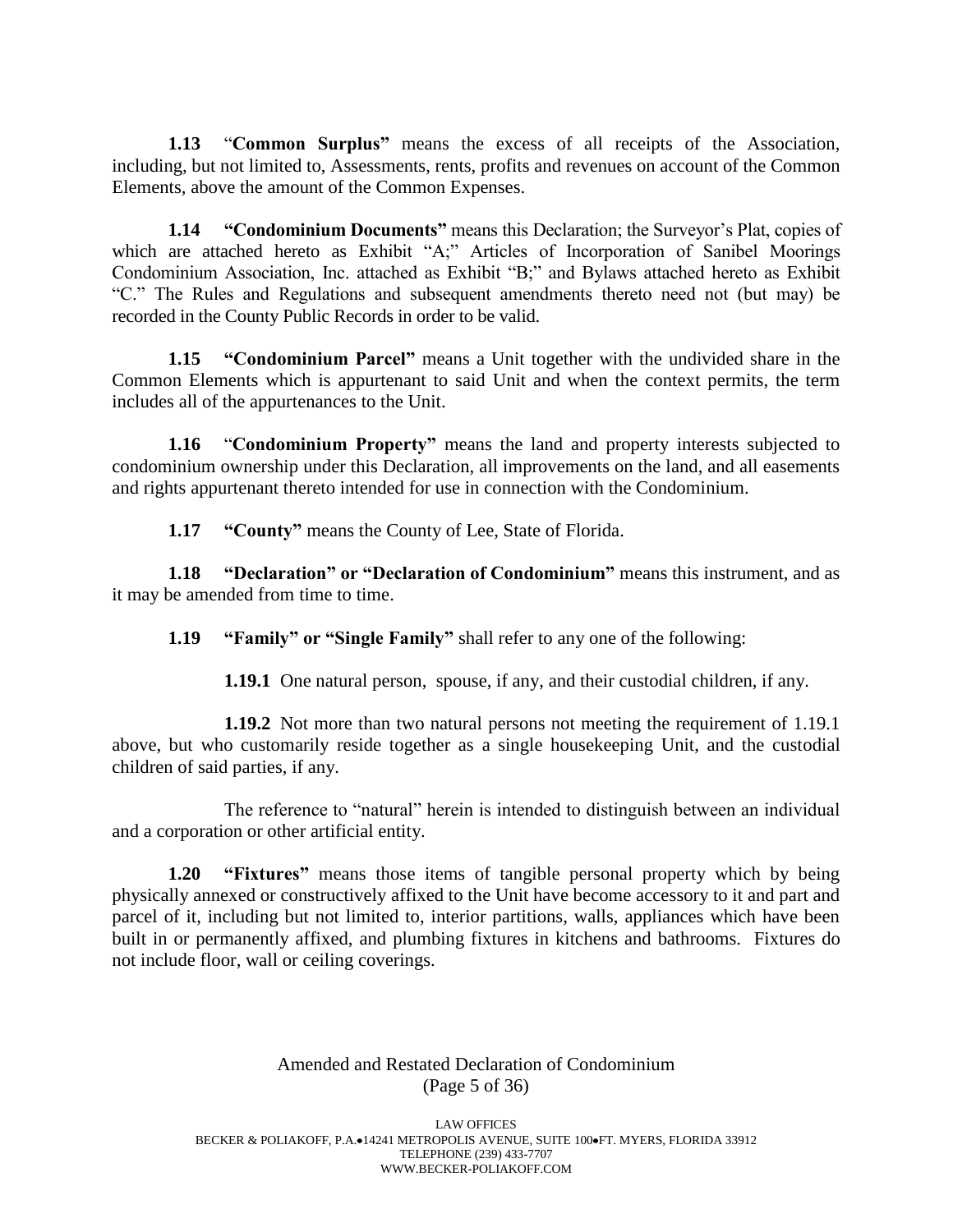**1.13** "**Common Surplus"** means the excess of all receipts of the Association, including, but not limited to, Assessments, rents, profits and revenues on account of the Common Elements, above the amount of the Common Expenses.

**1.14 "Condominium Documents"** means this Declaration; the Surveyor's Plat, copies of which are attached hereto as Exhibit "A;" Articles of Incorporation of Sanibel Moorings Condominium Association, Inc. attached as Exhibit "B;" and Bylaws attached hereto as Exhibit "C." The Rules and Regulations and subsequent amendments thereto need not (but may) be recorded in the County Public Records in order to be valid.

**1.15 "Condominium Parcel"** means a Unit together with the undivided share in the Common Elements which is appurtenant to said Unit and when the context permits, the term includes all of the appurtenances to the Unit.

**1.16** "**Condominium Property"** means the land and property interests subjected to condominium ownership under this Declaration, all improvements on the land, and all easements and rights appurtenant thereto intended for use in connection with the Condominium.

**1.17 "County"** means the County of Lee, State of Florida.

**1.18 "Declaration" or "Declaration of Condominium"** means this instrument, and as it may be amended from time to time.

**1.19 "Family" or "Single Family"** shall refer to any one of the following:

**1.19.1** One natural person, spouse, if any, and their custodial children, if any.

**1.19.2** Not more than two natural persons not meeting the requirement of 1.19.1 above, but who customarily reside together as a single housekeeping Unit, and the custodial children of said parties, if any.

The reference to "natural" herein is intended to distinguish between an individual and a corporation or other artificial entity.

**1.20 "Fixtures"** means those items of tangible personal property which by being physically annexed or constructively affixed to the Unit have become accessory to it and part and parcel of it, including but not limited to, interior partitions, walls, appliances which have been built in or permanently affixed, and plumbing fixtures in kitchens and bathrooms. Fixtures do not include floor, wall or ceiling coverings.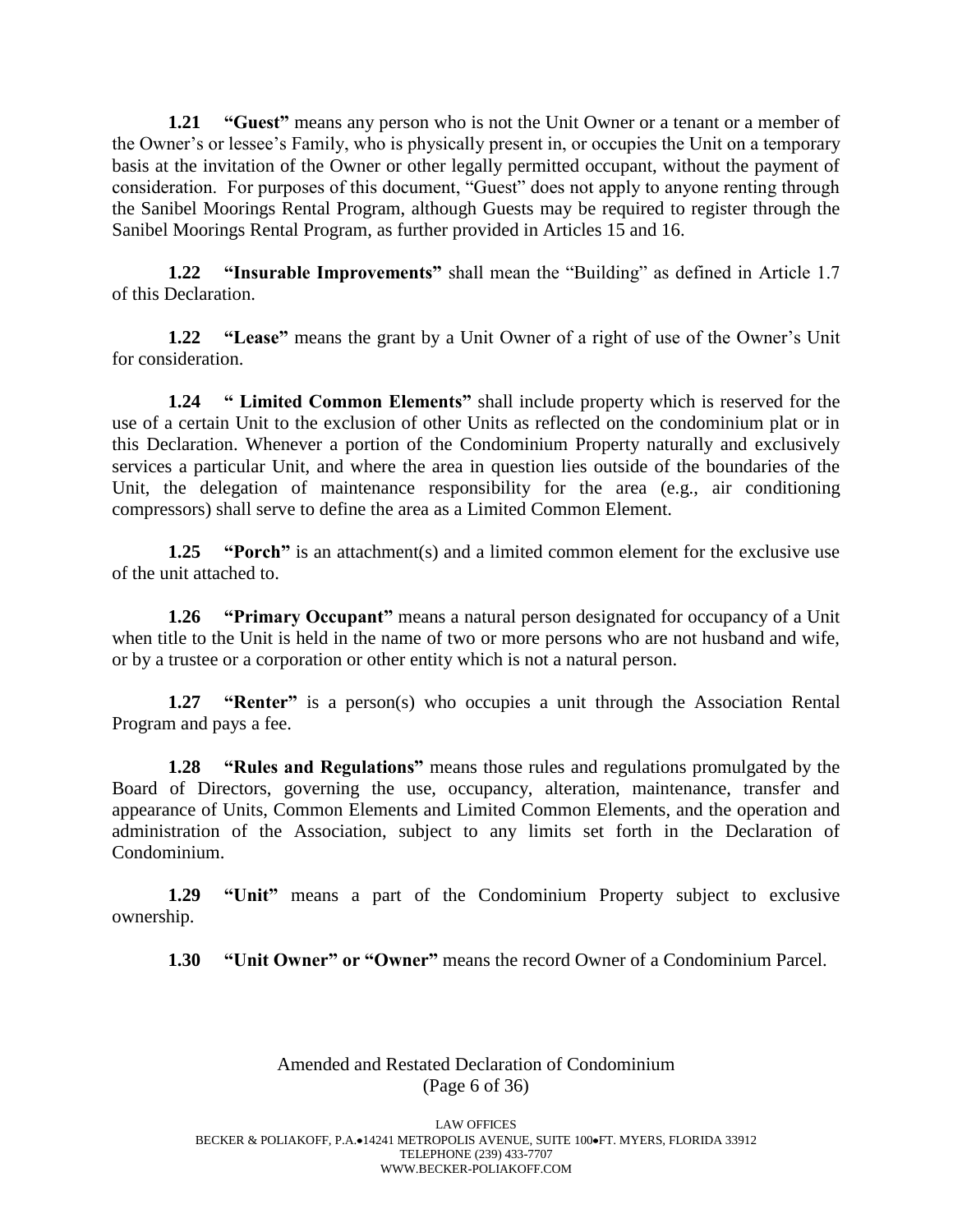**1.21 "Guest"** means any person who is not the Unit Owner or a tenant or a member of the Owner's or lessee's Family, who is physically present in, or occupies the Unit on a temporary basis at the invitation of the Owner or other legally permitted occupant, without the payment of consideration. For purposes of this document, "Guest" does not apply to anyone renting through the Sanibel Moorings Rental Program, although Guests may be required to register through the Sanibel Moorings Rental Program, as further provided in Articles 15 and 16.

**1.22 "Insurable Improvements"** shall mean the "Building" as defined in Article 1.7 of this Declaration.

**1.22 "Lease"** means the grant by a Unit Owner of a right of use of the Owner's Unit for consideration.

**1.24 " Limited Common Elements"** shall include property which is reserved for the use of a certain Unit to the exclusion of other Units as reflected on the condominium plat or in this Declaration. Whenever a portion of the Condominium Property naturally and exclusively services a particular Unit, and where the area in question lies outside of the boundaries of the Unit, the delegation of maintenance responsibility for the area (e.g., air conditioning compressors) shall serve to define the area as a Limited Common Element.

**1.25 "Porch"** is an attachment(s) and a limited common element for the exclusive use of the unit attached to.

**1.26 "Primary Occupant"** means a natural person designated for occupancy of a Unit when title to the Unit is held in the name of two or more persons who are not husband and wife, or by a trustee or a corporation or other entity which is not a natural person.

**1.27 "Renter"** is a person(s) who occupies a unit through the Association Rental Program and pays a fee.

**1.28 "Rules and Regulations"** means those rules and regulations promulgated by the Board of Directors, governing the use, occupancy, alteration, maintenance, transfer and appearance of Units, Common Elements and Limited Common Elements, and the operation and administration of the Association, subject to any limits set forth in the Declaration of Condominium.

**1.29 "Unit"** means a part of the Condominium Property subject to exclusive ownership.

**1.30 "Unit Owner" or "Owner"** means the record Owner of a Condominium Parcel.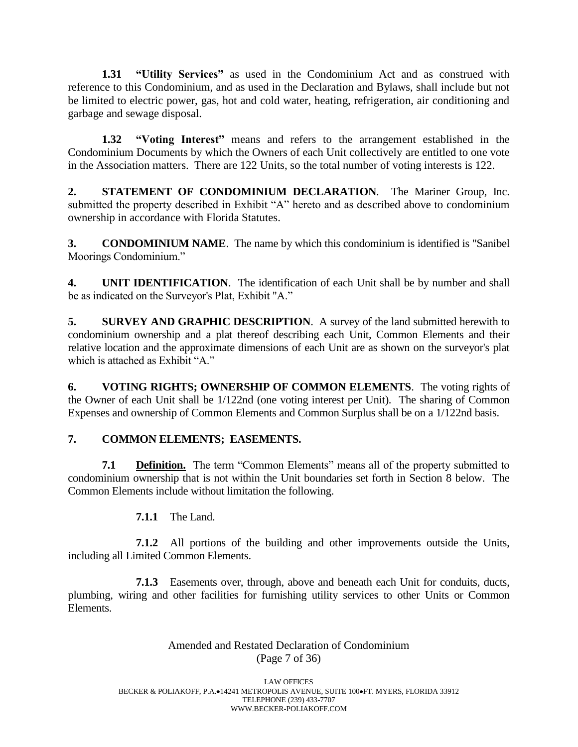**1.31 "Utility Services"** as used in the Condominium Act and as construed with reference to this Condominium, and as used in the Declaration and Bylaws, shall include but not be limited to electric power, gas, hot and cold water, heating, refrigeration, air conditioning and garbage and sewage disposal.

**1.32 "Voting Interest"** means and refers to the arrangement established in the Condominium Documents by which the Owners of each Unit collectively are entitled to one vote in the Association matters. There are 122 Units, so the total number of voting interests is 122.

**2. STATEMENT OF CONDOMINIUM DECLARATION**. The Mariner Group, Inc. submitted the property described in Exhibit "A" hereto and as described above to condominium ownership in accordance with Florida Statutes.

**3. CONDOMINIUM NAME**. The name by which this condominium is identified is "Sanibel Moorings Condominium."

**4. UNIT IDENTIFICATION**. The identification of each Unit shall be by number and shall be as indicated on the Surveyor's Plat, Exhibit "A."

**5. SURVEY AND GRAPHIC DESCRIPTION**. A survey of the land submitted herewith to condominium ownership and a plat thereof describing each Unit, Common Elements and their relative location and the approximate dimensions of each Unit are as shown on the surveyor's plat which is attached as Exhibit "A."

**6. VOTING RIGHTS; OWNERSHIP OF COMMON ELEMENTS**. The voting rights of the Owner of each Unit shall be 1/122nd (one voting interest per Unit). The sharing of Common Expenses and ownership of Common Elements and Common Surplus shall be on a 1/122nd basis.

**7. COMMON ELEMENTS; EASEMENTS.**

**7.1 Definition.** The term "Common Elements" means all of the property submitted to condominium ownership that is not within the Unit boundaries set forth in Section 8 below. The Common Elements include without limitation the following.

**7.1.1** The Land.

**7.1.2** All portions of the building and other improvements outside the Units, including all Limited Common Elements.

**7.1.3** Easements over, through, above and beneath each Unit for conduits, ducts, plumbing, wiring and other facilities for furnishing utility services to other Units or Common Elements.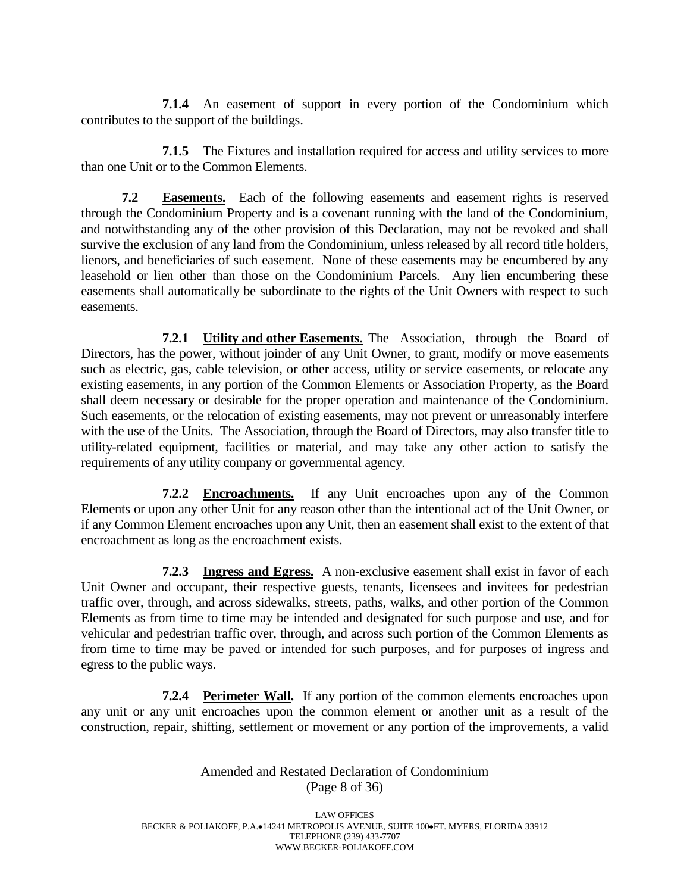**7.1.4** An easement of support in every portion of the Condominium which contributes to the support of the buildings.

**7.1.5** The Fixtures and installation required for access and utility services to more than one Unit or to the Common Elements.

**7.2 Easements.** Each of the following easements and easement rights is reserved through the Condominium Property and is a covenant running with the land of the Condominium, and notwithstanding any of the other provision of this Declaration, may not be revoked and shall survive the exclusion of any land from the Condominium, unless released by all record title holders, lienors, and beneficiaries of such easement. None of these easements may be encumbered by any leasehold or lien other than those on the Condominium Parcels. Any lien encumbering these easements shall automatically be subordinate to the rights of the Unit Owners with respect to such easements.

**7.2.1 Utility and other Easements.** The Association, through the Board of Directors, has the power, without joinder of any Unit Owner, to grant, modify or move easements such as electric, gas, cable television, or other access, utility or service easements, or relocate any existing easements, in any portion of the Common Elements or Association Property, as the Board shall deem necessary or desirable for the proper operation and maintenance of the Condominium. Such easements, or the relocation of existing easements, may not prevent or unreasonably interfere with the use of the Units. The Association, through the Board of Directors, may also transfer title to utility-related equipment, facilities or material, and may take any other action to satisfy the requirements of any utility company or governmental agency.

**7.2.2 Encroachments.** If any Unit encroaches upon any of the Common Elements or upon any other Unit for any reason other than the intentional act of the Unit Owner, or if any Common Element encroaches upon any Unit, then an easement shall exist to the extent of that encroachment as long as the encroachment exists.

**7.2.3 Ingress and Egress.** A non-exclusive easement shall exist in favor of each Unit Owner and occupant, their respective guests, tenants, licensees and invitees for pedestrian traffic over, through, and across sidewalks, streets, paths, walks, and other portion of the Common Elements as from time to time may be intended and designated for such purpose and use, and for vehicular and pedestrian traffic over, through, and across such portion of the Common Elements as from time to time may be paved or intended for such purposes, and for purposes of ingress and egress to the public ways.

**7.2.4 Perimeter Wall.** If any portion of the common elements encroaches upon any unit or any unit encroaches upon the common element or another unit as a result of the construction, repair, shifting, settlement or movement or any portion of the improvements, a valid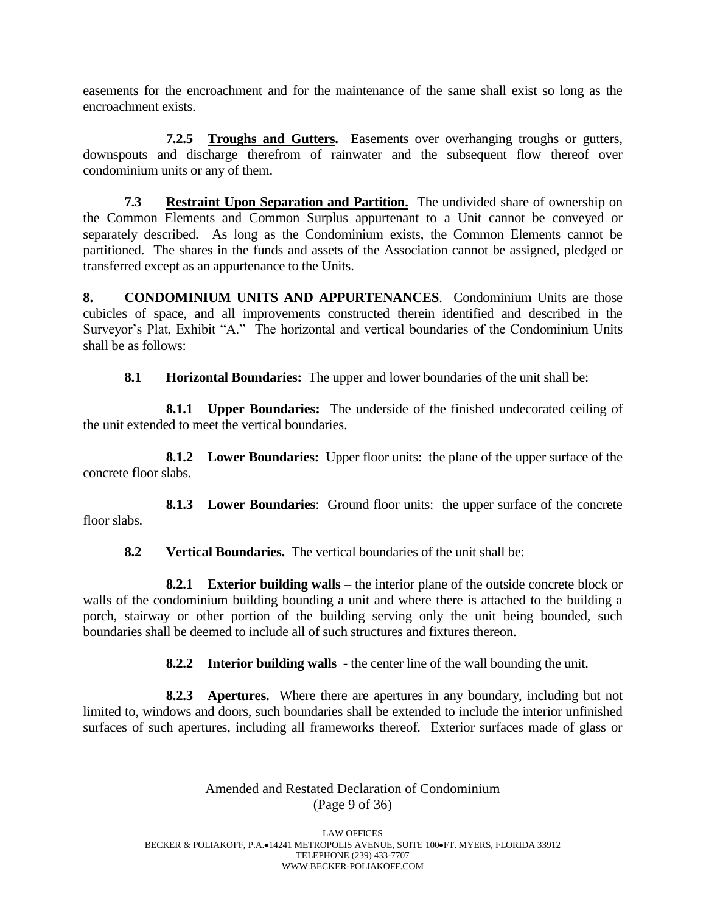easements for the encroachment and for the maintenance of the same shall exist so long as the encroachment exists.

**7.2.5 Troughs and Gutters.** Easements over overhanging troughs or gutters, downspouts and discharge therefrom of rainwater and the subsequent flow thereof over condominium units or any of them.

**7.3 Restraint Upon Separation and Partition.** The undivided share of ownership on the Common Elements and Common Surplus appurtenant to a Unit cannot be conveyed or separately described. As long as the Condominium exists, the Common Elements cannot be partitioned. The shares in the funds and assets of the Association cannot be assigned, pledged or transferred except as an appurtenance to the Units.

**8. CONDOMINIUM UNITS AND APPURTENANCES**. Condominium Units are those cubicles of space, and all improvements constructed therein identified and described in the Surveyor's Plat, Exhibit "A." The horizontal and vertical boundaries of the Condominium Units shall be as follows:

**8.1 Horizontal Boundaries:** The upper and lower boundaries of the unit shall be:

**8.1.1 Upper Boundaries:** The underside of the finished undecorated ceiling of the unit extended to meet the vertical boundaries.

**8.1.2 Lower Boundaries:** Upper floor units: the plane of the upper surface of the concrete floor slabs.

**8.1.3 Lower Boundaries**: Ground floor units: the upper surface of the concrete floor slabs.

**8.2 Vertical Boundaries.** The vertical boundaries of the unit shall be:

**8.2.1 Exterior building walls** – the interior plane of the outside concrete block or walls of the condominium building bounding a unit and where there is attached to the building a porch, stairway or other portion of the building serving only the unit being bounded, such boundaries shall be deemed to include all of such structures and fixtures thereon.

**8.2.2 Interior building walls** - the center line of the wall bounding the unit.

**8.2.3 Apertures.** Where there are apertures in any boundary, including but not limited to, windows and doors, such boundaries shall be extended to include the interior unfinished surfaces of such apertures, including all frameworks thereof. Exterior surfaces made of glass or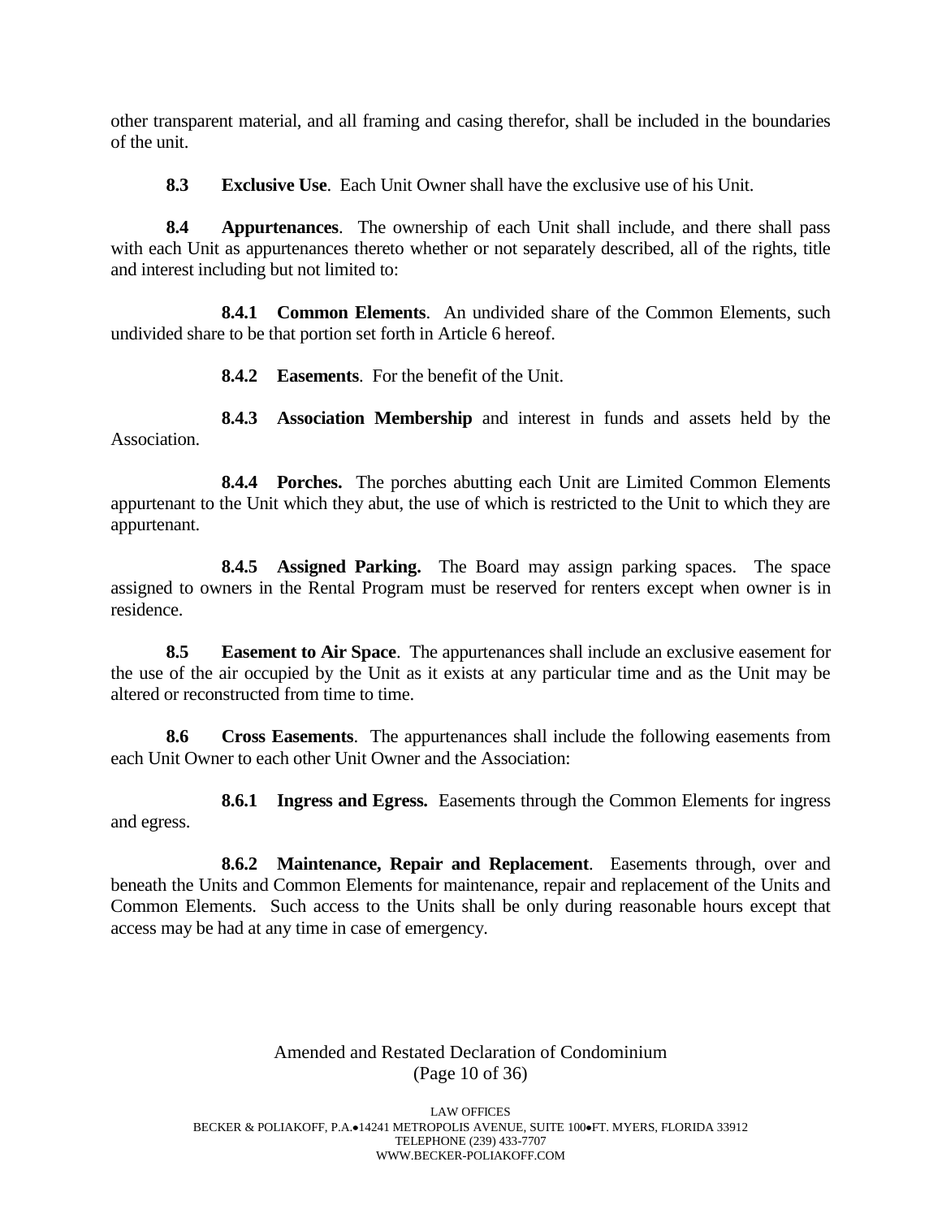other transparent material, and all framing and casing therefor, shall be included in the boundaries of the unit.

**8.3 Exclusive Use**. Each Unit Owner shall have the exclusive use of his Unit.

**8.4 Appurtenances**. The ownership of each Unit shall include, and there shall pass with each Unit as appurtenances thereto whether or not separately described, all of the rights, title and interest including but not limited to:

**8.4.1 Common Elements**. An undivided share of the Common Elements, such undivided share to be that portion set forth in Article 6 hereof.

**8.4.2 Easements**. For the benefit of the Unit.

**8.4.3 Association Membership** and interest in funds and assets held by the Association.

**8.4.4 Porches.** The porches abutting each Unit are Limited Common Elements appurtenant to the Unit which they abut, the use of which is restricted to the Unit to which they are appurtenant.

**8.4.5 Assigned Parking.** The Board may assign parking spaces. The space assigned to owners in the Rental Program must be reserved for renters except when owner is in residence.

**8.5 Easement to Air Space**. The appurtenances shall include an exclusive easement for the use of the air occupied by the Unit as it exists at any particular time and as the Unit may be altered or reconstructed from time to time.

**8.6 Cross Easements**. The appurtenances shall include the following easements from each Unit Owner to each other Unit Owner and the Association:

**8.6.1 Ingress and Egress.** Easements through the Common Elements for ingress and egress.

**8.6.2 Maintenance, Repair and Replacement**. Easements through, over and beneath the Units and Common Elements for maintenance, repair and replacement of the Units and Common Elements. Such access to the Units shall be only during reasonable hours except that access may be had at any time in case of emergency.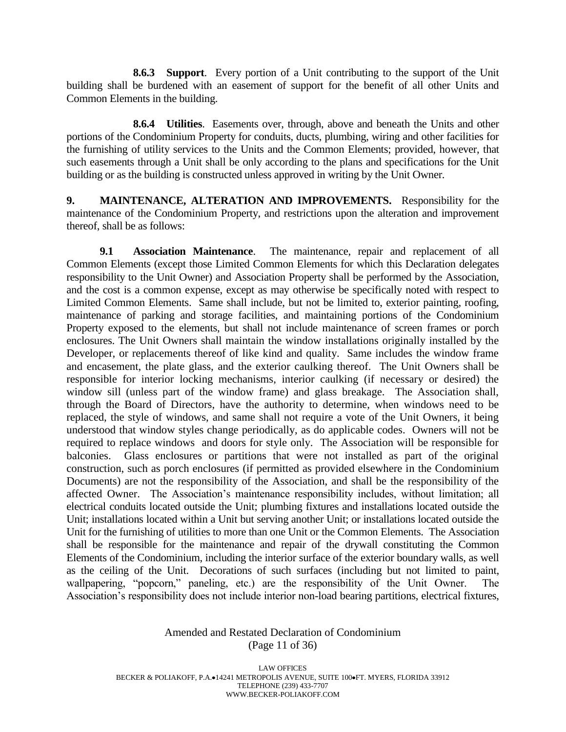**8.6.3 Support**. Every portion of a Unit contributing to the support of the Unit building shall be burdened with an easement of support for the benefit of all other Units and Common Elements in the building.

**8.6.4 Utilities**. Easements over, through, above and beneath the Units and other portions of the Condominium Property for conduits, ducts, plumbing, wiring and other facilities for the furnishing of utility services to the Units and the Common Elements; provided, however, that such easements through a Unit shall be only according to the plans and specifications for the Unit building or as the building is constructed unless approved in writing by the Unit Owner.

**9. MAINTENANCE, ALTERATION AND IMPROVEMENTS.** Responsibility for the maintenance of the Condominium Property, and restrictions upon the alteration and improvement thereof, shall be as follows:

**9.1 Association Maintenance**. The maintenance, repair and replacement of all Common Elements (except those Limited Common Elements for which this Declaration delegates responsibility to the Unit Owner) and Association Property shall be performed by the Association, and the cost is a common expense, except as may otherwise be specifically noted with respect to Limited Common Elements. Same shall include, but not be limited to, exterior painting, roofing, maintenance of parking and storage facilities, and maintaining portions of the Condominium Property exposed to the elements, but shall not include maintenance of screen frames or porch enclosures. The Unit Owners shall maintain the window installations originally installed by the Developer, or replacements thereof of like kind and quality. Same includes the window frame and encasement, the plate glass, and the exterior caulking thereof. The Unit Owners shall be responsible for interior locking mechanisms, interior caulking (if necessary or desired) the window sill (unless part of the window frame) and glass breakage. The Association shall, through the Board of Directors, have the authority to determine, when windows need to be replaced, the style of windows, and same shall not require a vote of the Unit Owners, it being understood that window styles change periodically, as do applicable codes. Owners will not be required to replace windows and doors for style only. The Association will be responsible for balconies. Glass enclosures or partitions that were not installed as part of the original construction, such as porch enclosures (if permitted as provided elsewhere in the Condominium Documents) are not the responsibility of the Association, and shall be the responsibility of the affected Owner. The Association's maintenance responsibility includes, without limitation; all electrical conduits located outside the Unit; plumbing fixtures and installations located outside the Unit; installations located within a Unit but serving another Unit; or installations located outside the Unit for the furnishing of utilities to more than one Unit or the Common Elements. The Association shall be responsible for the maintenance and repair of the drywall constituting the Common Elements of the Condominium, including the interior surface of the exterior boundary walls, as well as the ceiling of the Unit. Decorations of such surfaces (including but not limited to paint, wallpapering, "popcorn," paneling, etc.) are the responsibility of the Unit Owner. The Association's responsibility does not include interior non-load bearing partitions, electrical fixtures,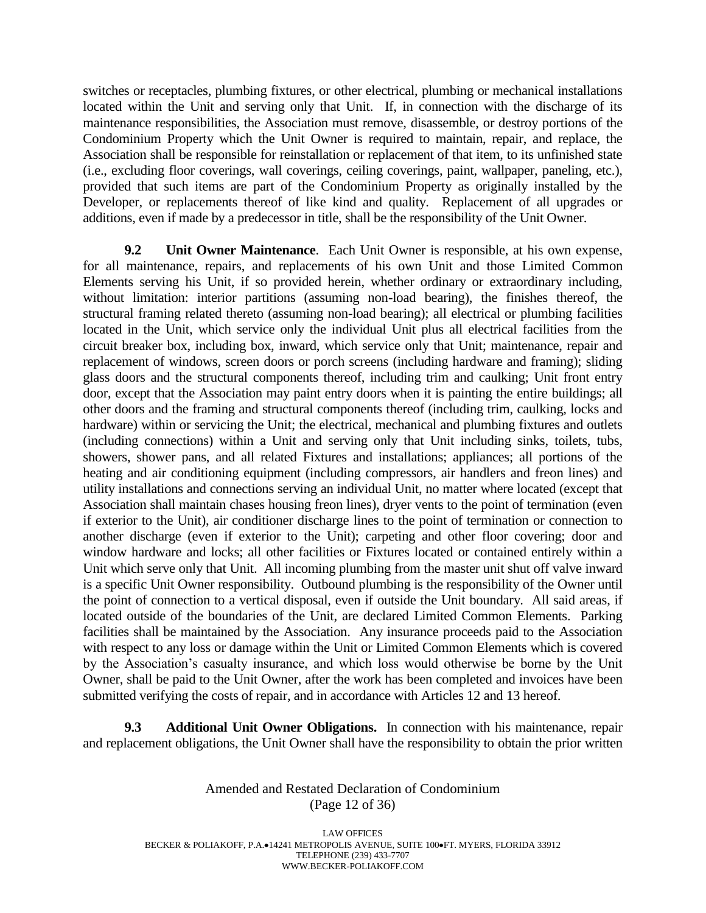switches or receptacles, plumbing fixtures, or other electrical, plumbing or mechanical installations located within the Unit and serving only that Unit. If, in connection with the discharge of its maintenance responsibilities, the Association must remove, disassemble, or destroy portions of the Condominium Property which the Unit Owner is required to maintain, repair, and replace, the Association shall be responsible for reinstallation or replacement of that item, to its unfinished state (i.e., excluding floor coverings, wall coverings, ceiling coverings, paint, wallpaper, paneling, etc.), provided that such items are part of the Condominium Property as originally installed by the Developer, or replacements thereof of like kind and quality. Replacement of all upgrades or additions, even if made by a predecessor in title, shall be the responsibility of the Unit Owner.

**9.2 Unit Owner Maintenance**. Each Unit Owner is responsible, at his own expense, for all maintenance, repairs, and replacements of his own Unit and those Limited Common Elements serving his Unit, if so provided herein, whether ordinary or extraordinary including, without limitation: interior partitions (assuming non-load bearing), the finishes thereof, the structural framing related thereto (assuming non-load bearing); all electrical or plumbing facilities located in the Unit, which service only the individual Unit plus all electrical facilities from the circuit breaker box, including box, inward, which service only that Unit; maintenance, repair and replacement of windows, screen doors or porch screens (including hardware and framing); sliding glass doors and the structural components thereof, including trim and caulking; Unit front entry door, except that the Association may paint entry doors when it is painting the entire buildings; all other doors and the framing and structural components thereof (including trim, caulking, locks and hardware) within or servicing the Unit; the electrical, mechanical and plumbing fixtures and outlets (including connections) within a Unit and serving only that Unit including sinks, toilets, tubs, showers, shower pans, and all related Fixtures and installations; appliances; all portions of the heating and air conditioning equipment (including compressors, air handlers and freon lines) and utility installations and connections serving an individual Unit, no matter where located (except that Association shall maintain chases housing freon lines), dryer vents to the point of termination (even if exterior to the Unit), air conditioner discharge lines to the point of termination or connection to another discharge (even if exterior to the Unit); carpeting and other floor covering; door and window hardware and locks; all other facilities or Fixtures located or contained entirely within a Unit which serve only that Unit. All incoming plumbing from the master unit shut off valve inward is a specific Unit Owner responsibility. Outbound plumbing is the responsibility of the Owner until the point of connection to a vertical disposal, even if outside the Unit boundary. All said areas, if located outside of the boundaries of the Unit, are declared Limited Common Elements. Parking facilities shall be maintained by the Association. Any insurance proceeds paid to the Association with respect to any loss or damage within the Unit or Limited Common Elements which is covered by the Association's casualty insurance, and which loss would otherwise be borne by the Unit Owner, shall be paid to the Unit Owner, after the work has been completed and invoices have been submitted verifying the costs of repair, and in accordance with Articles 12 and 13 hereof.

**9.3 Additional Unit Owner Obligations.** In connection with his maintenance, repair and replacement obligations, the Unit Owner shall have the responsibility to obtain the prior written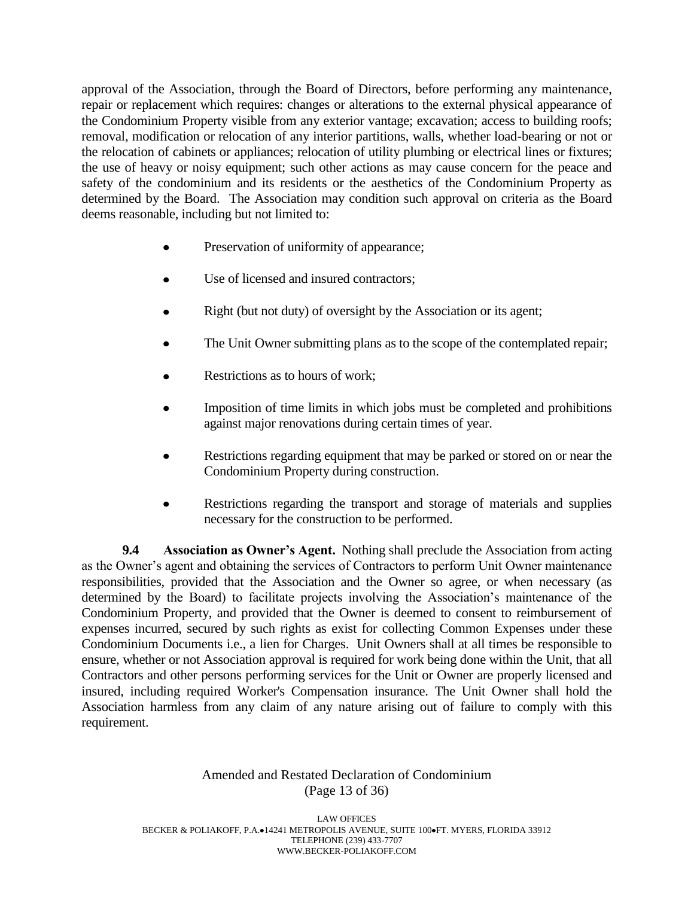approval of the Association, through the Board of Directors, before performing any maintenance, repair or replacement which requires: changes or alterations to the external physical appearance of the Condominium Property visible from any exterior vantage; excavation; access to building roofs; removal, modification or relocation of any interior partitions, walls, whether load-bearing or not or the relocation of cabinets or appliances; relocation of utility plumbing or electrical lines or fixtures; the use of heavy or noisy equipment; such other actions as may cause concern for the peace and safety of the condominium and its residents or the aesthetics of the Condominium Property as determined by the Board. The Association may condition such approval on criteria as the Board deems reasonable, including but not limited to:

- Preservation of uniformity of appearance;
- Use of licensed and insured contractors;
- Right (but not duty) of oversight by the Association or its agent;
- The Unit Owner submitting plans as to the scope of the contemplated repair;
- Restrictions as to hours of work;
- Imposition of time limits in which jobs must be completed and prohibitions against major renovations during certain times of year.
- Restrictions regarding equipment that may be parked or stored on or near the Condominium Property during construction.
- Restrictions regarding the transport and storage of materials and supplies necessary for the construction to be performed.

**9.4 Association as Owner's Agent.** Nothing shall preclude the Association from acting as the Owner's agent and obtaining the services of Contractors to perform Unit Owner maintenance responsibilities, provided that the Association and the Owner so agree, or when necessary (as determined by the Board) to facilitate projects involving the Association's maintenance of the Condominium Property, and provided that the Owner is deemed to consent to reimbursement of expenses incurred, secured by such rights as exist for collecting Common Expenses under these Condominium Documents i.e., a lien for Charges. Unit Owners shall at all times be responsible to ensure, whether or not Association approval is required for work being done within the Unit, that all Contractors and other persons performing services for the Unit or Owner are properly licensed and insured, including required Worker's Compensation insurance. The Unit Owner shall hold the Association harmless from any claim of any nature arising out of failure to comply with this requirement.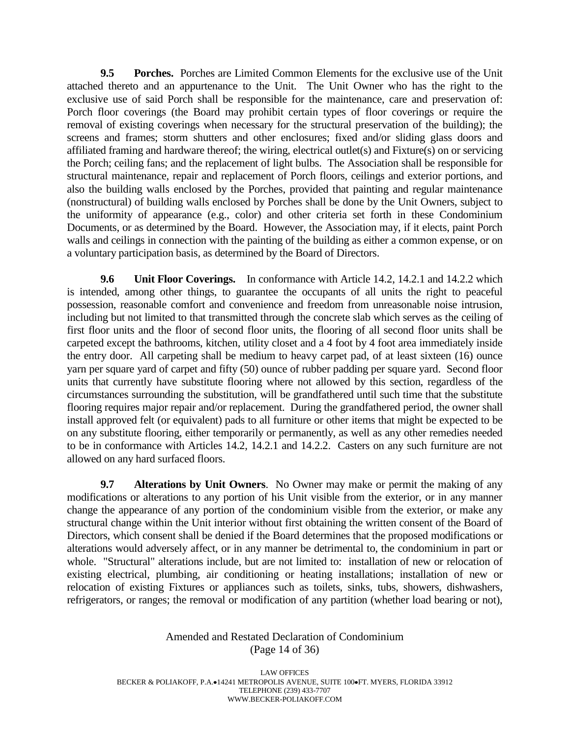**9.5 Porches.** Porches are Limited Common Elements for the exclusive use of the Unit attached thereto and an appurtenance to the Unit. The Unit Owner who has the right to the exclusive use of said Porch shall be responsible for the maintenance, care and preservation of: Porch floor coverings (the Board may prohibit certain types of floor coverings or require the removal of existing coverings when necessary for the structural preservation of the building); the screens and frames; storm shutters and other enclosures; fixed and/or sliding glass doors and affiliated framing and hardware thereof; the wiring, electrical outlet(s) and Fixture(s) on or servicing the Porch; ceiling fans; and the replacement of light bulbs. The Association shall be responsible for structural maintenance, repair and replacement of Porch floors, ceilings and exterior portions, and also the building walls enclosed by the Porches, provided that painting and regular maintenance (nonstructural) of building walls enclosed by Porches shall be done by the Unit Owners, subject to the uniformity of appearance (e.g., color) and other criteria set forth in these Condominium Documents, or as determined by the Board. However, the Association may, if it elects, paint Porch walls and ceilings in connection with the painting of the building as either a common expense, or on a voluntary participation basis, as determined by the Board of Directors.

**9.6 Unit Floor Coverings.** In conformance with Article 14.2, 14.2.1 and 14.2.2 which is intended, among other things, to guarantee the occupants of all units the right to peaceful possession, reasonable comfort and convenience and freedom from unreasonable noise intrusion, including but not limited to that transmitted through the concrete slab which serves as the ceiling of first floor units and the floor of second floor units, the flooring of all second floor units shall be carpeted except the bathrooms, kitchen, utility closet and a 4 foot by 4 foot area immediately inside the entry door. All carpeting shall be medium to heavy carpet pad, of at least sixteen (16) ounce yarn per square yard of carpet and fifty (50) ounce of rubber padding per square yard. Second floor units that currently have substitute flooring where not allowed by this section, regardless of the circumstances surrounding the substitution, will be grandfathered until such time that the substitute flooring requires major repair and/or replacement. During the grandfathered period, the owner shall install approved felt (or equivalent) pads to all furniture or other items that might be expected to be on any substitute flooring, either temporarily or permanently, as well as any other remedies needed to be in conformance with Articles 14.2, 14.2.1 and 14.2.2. Casters on any such furniture are not allowed on any hard surfaced floors.

**9.7 Alterations by Unit Owners**. No Owner may make or permit the making of any modifications or alterations to any portion of his Unit visible from the exterior, or in any manner change the appearance of any portion of the condominium visible from the exterior, or make any structural change within the Unit interior without first obtaining the written consent of the Board of Directors, which consent shall be denied if the Board determines that the proposed modifications or alterations would adversely affect, or in any manner be detrimental to, the condominium in part or whole. "Structural" alterations include, but are not limited to: installation of new or relocation of existing electrical, plumbing, air conditioning or heating installations; installation of new or relocation of existing Fixtures or appliances such as toilets, sinks, tubs, showers, dishwashers, refrigerators, or ranges; the removal or modification of any partition (whether load bearing or not),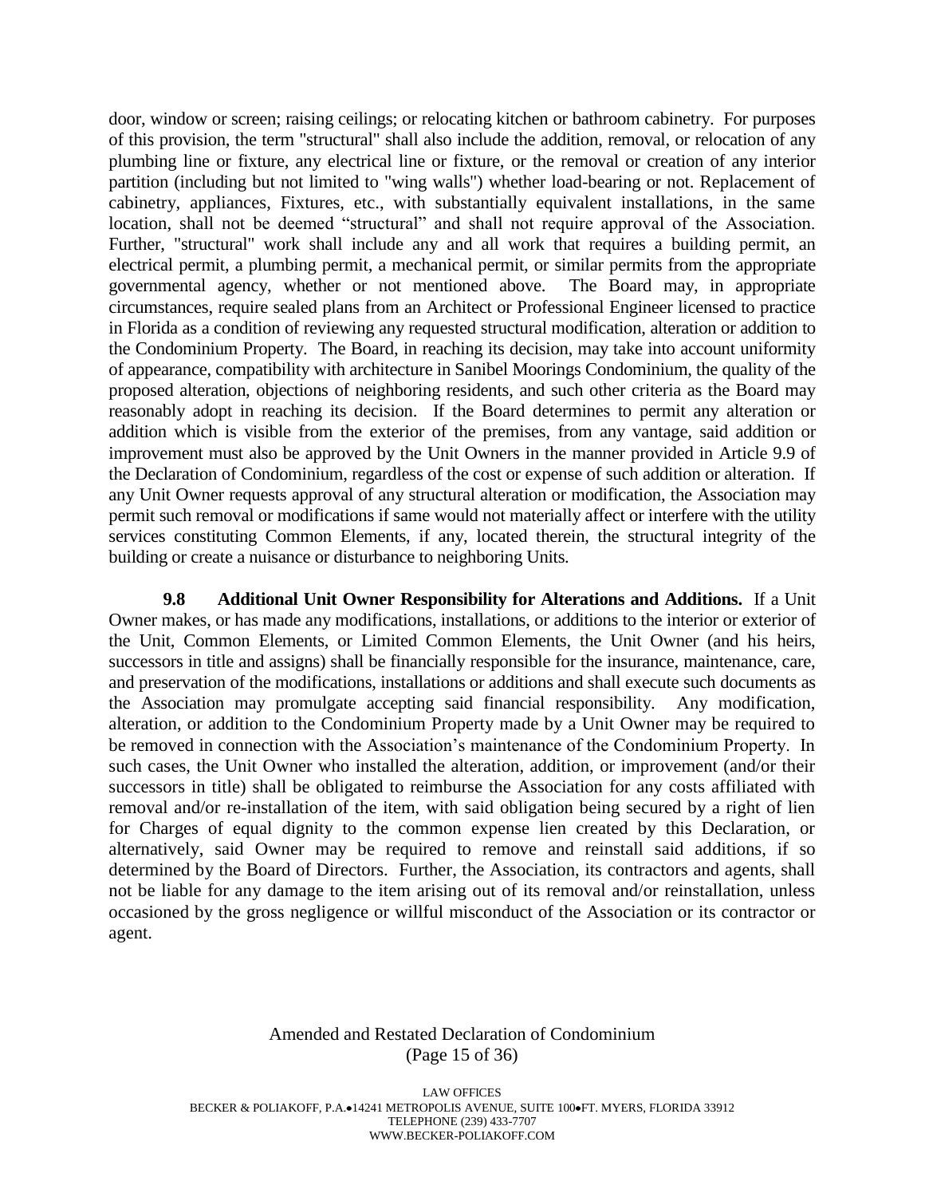door, window or screen; raising ceilings; or relocating kitchen or bathroom cabinetry. For purposes of this provision, the term "structural" shall also include the addition, removal, or relocation of any plumbing line or fixture, any electrical line or fixture, or the removal or creation of any interior partition (including but not limited to "wing walls") whether load-bearing or not. Replacement of cabinetry, appliances, Fixtures, etc., with substantially equivalent installations, in the same location, shall not be deemed "structural" and shall not require approval of the Association. Further, "structural" work shall include any and all work that requires a building permit, an electrical permit, a plumbing permit, a mechanical permit, or similar permits from the appropriate governmental agency, whether or not mentioned above. The Board may, in appropriate circumstances, require sealed plans from an Architect or Professional Engineer licensed to practice in Florida as a condition of reviewing any requested structural modification, alteration or addition to the Condominium Property. The Board, in reaching its decision, may take into account uniformity of appearance, compatibility with architecture in Sanibel Moorings Condominium, the quality of the proposed alteration, objections of neighboring residents, and such other criteria as the Board may reasonably adopt in reaching its decision. If the Board determines to permit any alteration or addition which is visible from the exterior of the premises, from any vantage, said addition or improvement must also be approved by the Unit Owners in the manner provided in Article 9.9 of the Declaration of Condominium, regardless of the cost or expense of such addition or alteration. If any Unit Owner requests approval of any structural alteration or modification, the Association may permit such removal or modifications if same would not materially affect or interfere with the utility services constituting Common Elements, if any, located therein, the structural integrity of the building or create a nuisance or disturbance to neighboring Units.

**9.8 Additional Unit Owner Responsibility for Alterations and Additions.** If a Unit Owner makes, or has made any modifications, installations, or additions to the interior or exterior of the Unit, Common Elements, or Limited Common Elements, the Unit Owner (and his heirs, successors in title and assigns) shall be financially responsible for the insurance, maintenance, care, and preservation of the modifications, installations or additions and shall execute such documents as the Association may promulgate accepting said financial responsibility. Any modification, alteration, or addition to the Condominium Property made by a Unit Owner may be required to be removed in connection with the Association's maintenance of the Condominium Property. In such cases, the Unit Owner who installed the alteration, addition, or improvement (and/or their successors in title) shall be obligated to reimburse the Association for any costs affiliated with removal and/or re-installation of the item, with said obligation being secured by a right of lien for Charges of equal dignity to the common expense lien created by this Declaration, or alternatively, said Owner may be required to remove and reinstall said additions, if so determined by the Board of Directors. Further, the Association, its contractors and agents, shall not be liable for any damage to the item arising out of its removal and/or reinstallation, unless occasioned by the gross negligence or willful misconduct of the Association or its contractor or agent.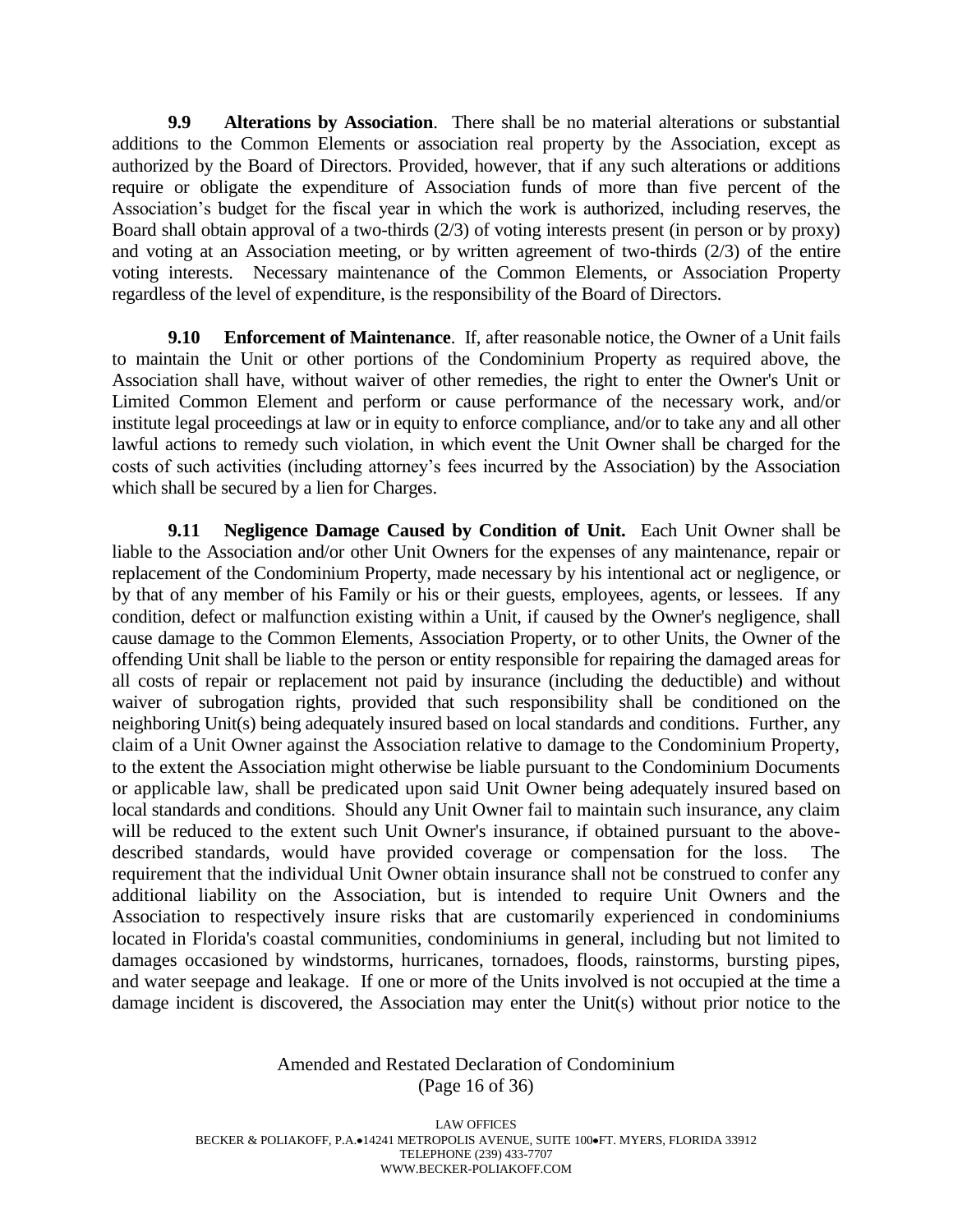**9.9 Alterations by Association**. There shall be no material alterations or substantial additions to the Common Elements or association real property by the Association, except as authorized by the Board of Directors. Provided, however, that if any such alterations or additions require or obligate the expenditure of Association funds of more than five percent of the Association's budget for the fiscal year in which the work is authorized, including reserves, the Board shall obtain approval of a two-thirds (2/3) of voting interests present (in person or by proxy) and voting at an Association meeting, or by written agreement of two-thirds (2/3) of the entire voting interests. Necessary maintenance of the Common Elements, or Association Property regardless of the level of expenditure, is the responsibility of the Board of Directors.

**9.10 Enforcement of Maintenance**. If, after reasonable notice, the Owner of a Unit fails to maintain the Unit or other portions of the Condominium Property as required above, the Association shall have, without waiver of other remedies, the right to enter the Owner's Unit or Limited Common Element and perform or cause performance of the necessary work, and/or institute legal proceedings at law or in equity to enforce compliance, and/or to take any and all other lawful actions to remedy such violation, in which event the Unit Owner shall be charged for the costs of such activities (including attorney's fees incurred by the Association) by the Association which shall be secured by a lien for Charges.

**9.11 Negligence Damage Caused by Condition of Unit.** Each Unit Owner shall be liable to the Association and/or other Unit Owners for the expenses of any maintenance, repair or replacement of the Condominium Property, made necessary by his intentional act or negligence, or by that of any member of his Family or his or their guests, employees, agents, or lessees. If any condition, defect or malfunction existing within a Unit, if caused by the Owner's negligence, shall cause damage to the Common Elements, Association Property, or to other Units, the Owner of the offending Unit shall be liable to the person or entity responsible for repairing the damaged areas for all costs of repair or replacement not paid by insurance (including the deductible) and without waiver of subrogation rights, provided that such responsibility shall be conditioned on the neighboring Unit(s) being adequately insured based on local standards and conditions. Further, any claim of a Unit Owner against the Association relative to damage to the Condominium Property, to the extent the Association might otherwise be liable pursuant to the Condominium Documents or applicable law, shall be predicated upon said Unit Owner being adequately insured based on local standards and conditions. Should any Unit Owner fail to maintain such insurance, any claim will be reduced to the extent such Unit Owner's insurance, if obtained pursuant to the above-described standards, would have provided coverage or compensation for the loss. The requirement that the individual Unit Owner obtain insurance shall not be construed to confer any additional liability on the Association, but is intended to require Unit Owners and the Association to respectively insure risks that are customarily experienced in condominiums located in Florida's coastal communities, condominiums in general, including but not limited to damages occasioned by windstorms, hurricanes, tornadoes, floods, rainstorms, bursting pipes, and water seepage and leakage. If one or more of the Units involved is not occupied at the time a damage incident is discovered, the Association may enter the Unit(s) without prior notice to the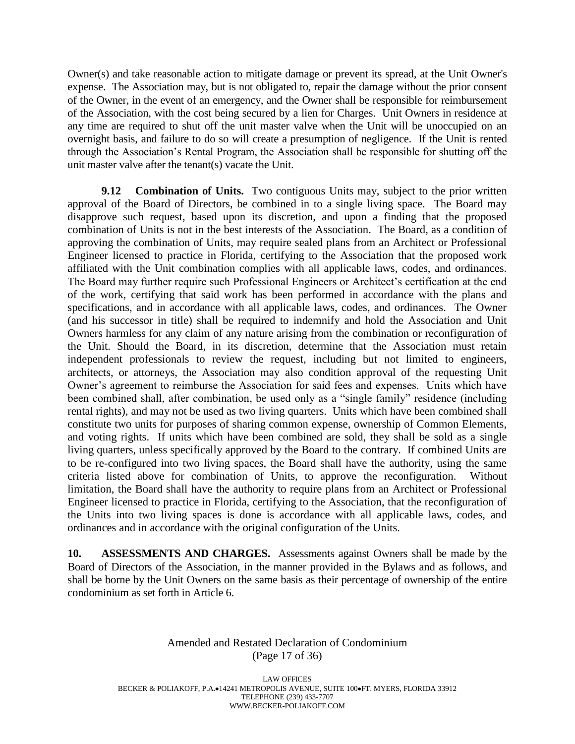Owner(s) and take reasonable action to mitigate damage or prevent its spread, at the Unit Owner's expense. The Association may, but is not obligated to, repair the damage without the prior consent of the Owner, in the event of an emergency, and the Owner shall be responsible for reimbursement of the Association, with the cost being secured by a lien for Charges. Unit Owners in residence at any time are required to shut off the unit master valve when the Unit will be unoccupied on an overnight basis, and failure to do so will create a presumption of negligence. If the Unit is rented through the Association's Rental Program, the Association shall be responsible for shutting off the unit master valve after the tenant(s) vacate the Unit.

**9.12 Combination of Units.** Two contiguous Units may, subject to the prior written approval of the Board of Directors, be combined in to a single living space. The Board may disapprove such request, based upon its discretion, and upon a finding that the proposed combination of Units is not in the best interests of the Association. The Board, as a condition of approving the combination of Units, may require sealed plans from an Architect or Professional Engineer licensed to practice in Florida, certifying to the Association that the proposed work affiliated with the Unit combination complies with all applicable laws, codes, and ordinances. The Board may further require such Professional Engineers or Architect's certification at the end of the work, certifying that said work has been performed in accordance with the plans and specifications, and in accordance with all applicable laws, codes, and ordinances. The Owner (and his successor in title) shall be required to indemnify and hold the Association and Unit Owners harmless for any claim of any nature arising from the combination or reconfiguration of the Unit. Should the Board, in its discretion, determine that the Association must retain independent professionals to review the request, including but not limited to engineers, architects, or attorneys, the Association may also condition approval of the requesting Unit Owner's agreement to reimburse the Association for said fees and expenses. Units which have been combined shall, after combination, be used only as a "single family" residence (including rental rights), and may not be used as two living quarters. Units which have been combined shall constitute two units for purposes of sharing common expense, ownership of Common Elements, and voting rights. If units which have been combined are sold, they shall be sold as a single living quarters, unless specifically approved by the Board to the contrary. If combined Units are to be re-configured into two living spaces, the Board shall have the authority, using the same criteria listed above for combination of Units, to approve the reconfiguration. Without limitation, the Board shall have the authority to require plans from an Architect or Professional Engineer licensed to practice in Florida, certifying to the Association, that the reconfiguration of the Units into two living spaces is done is accordance with all applicable laws, codes, and ordinances and in accordance with the original configuration of the Units.

**10. ASSESSMENTS AND CHARGES.** Assessments against Owners shall be made by the Board of Directors of the Association, in the manner provided in the Bylaws and as follows, and shall be borne by the Unit Owners on the same basis as their percentage of ownership of the entire condominium as set forth in Article 6.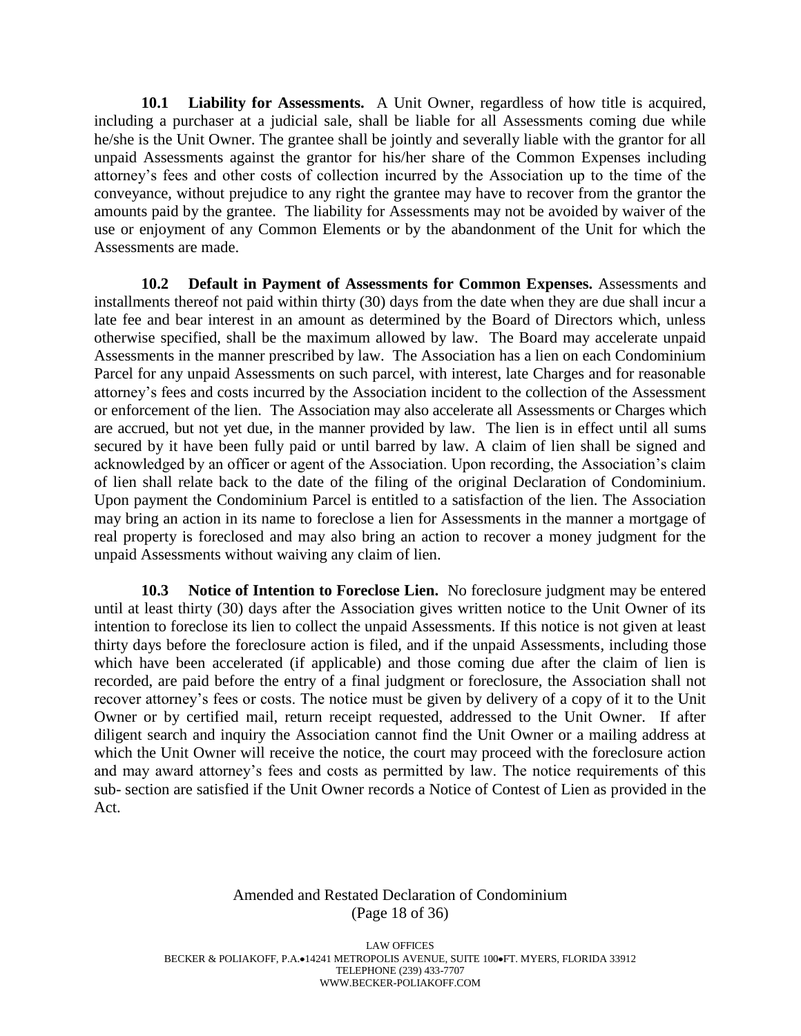**10.1 Liability for Assessments.** A Unit Owner, regardless of how title is acquired, including a purchaser at a judicial sale, shall be liable for all Assessments coming due while he/she is the Unit Owner. The grantee shall be jointly and severally liable with the grantor for all unpaid Assessments against the grantor for his/her share of the Common Expenses including attorney's fees and other costs of collection incurred by the Association up to the time of the conveyance, without prejudice to any right the grantee may have to recover from the grantor the amounts paid by the grantee. The liability for Assessments may not be avoided by waiver of the use or enjoyment of any Common Elements or by the abandonment of the Unit for which the Assessments are made.

**10.2 Default in Payment of Assessments for Common Expenses.** Assessments and installments thereof not paid within thirty (30) days from the date when they are due shall incur a late fee and bear interest in an amount as determined by the Board of Directors which, unless otherwise specified, shall be the maximum allowed by law. The Board may accelerate unpaid Assessments in the manner prescribed by law. The Association has a lien on each Condominium Parcel for any unpaid Assessments on such parcel, with interest, late Charges and for reasonable attorney's fees and costs incurred by the Association incident to the collection of the Assessment or enforcement of the lien. The Association may also accelerate all Assessments or Charges which are accrued, but not yet due, in the manner provided by law. The lien is in effect until all sums secured by it have been fully paid or until barred by law. A claim of lien shall be signed and acknowledged by an officer or agent of the Association. Upon recording, the Association's claim of lien shall relate back to the date of the filing of the original Declaration of Condominium. Upon payment the Condominium Parcel is entitled to a satisfaction of the lien. The Association may bring an action in its name to foreclose a lien for Assessments in the manner a mortgage of real property is foreclosed and may also bring an action to recover a money judgment for the unpaid Assessments without waiving any claim of lien.

**10.3 Notice of Intention to Foreclose Lien.** No foreclosure judgment may be entered until at least thirty (30) days after the Association gives written notice to the Unit Owner of its intention to foreclose its lien to collect the unpaid Assessments. If this notice is not given at least thirty days before the foreclosure action is filed, and if the unpaid Assessments, including those which have been accelerated (if applicable) and those coming due after the claim of lien is recorded, are paid before the entry of a final judgment or foreclosure, the Association shall not recover attorney's fees or costs. The notice must be given by delivery of a copy of it to the Unit Owner or by certified mail, return receipt requested, addressed to the Unit Owner. If after diligent search and inquiry the Association cannot find the Unit Owner or a mailing address at which the Unit Owner will receive the notice, the court may proceed with the foreclosure action and may award attorney's fees and costs as permitted by law. The notice requirements of this sub- section are satisfied if the Unit Owner records a Notice of Contest of Lien as provided in the Act.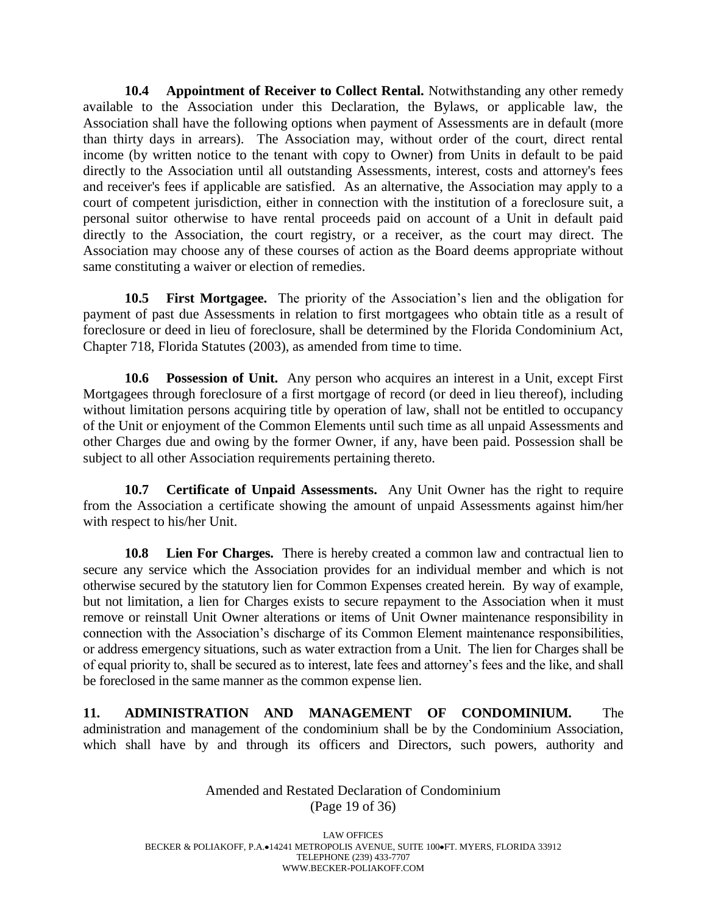**10.4 Appointment of Receiver to Collect Rental.** Notwithstanding any other remedy available to the Association under this Declaration, the Bylaws, or applicable law, the Association shall have the following options when payment of Assessments are in default (more than thirty days in arrears). The Association may, without order of the court, direct rental income (by written notice to the tenant with copy to Owner) from Units in default to be paid directly to the Association until all outstanding Assessments, interest, costs and attorney's fees and receiver's fees if applicable are satisfied. As an alternative, the Association may apply to a court of competent jurisdiction, either in connection with the institution of a foreclosure suit, a personal suitor otherwise to have rental proceeds paid on account of a Unit in default paid directly to the Association, the court registry, or a receiver, as the court may direct. The Association may choose any of these courses of action as the Board deems appropriate without same constituting a waiver or election of remedies.

**10.5 First Mortgagee.** The priority of the Association's lien and the obligation for payment of past due Assessments in relation to first mortgagees who obtain title as a result of foreclosure or deed in lieu of foreclosure, shall be determined by the Florida Condominium Act, Chapter 718, Florida Statutes (2003), as amended from time to time.

**10.6 Possession of Unit.** Any person who acquires an interest in a Unit, except First Mortgagees through foreclosure of a first mortgage of record (or deed in lieu thereof), including without limitation persons acquiring title by operation of law, shall not be entitled to occupancy of the Unit or enjoyment of the Common Elements until such time as all unpaid Assessments and other Charges due and owing by the former Owner, if any, have been paid. Possession shall be subject to all other Association requirements pertaining thereto.

**10.7 Certificate of Unpaid Assessments.** Any Unit Owner has the right to require from the Association a certificate showing the amount of unpaid Assessments against him/her with respect to his/her Unit.

**10.8 Lien For Charges.** There is hereby created a common law and contractual lien to secure any service which the Association provides for an individual member and which is not otherwise secured by the statutory lien for Common Expenses created herein. By way of example, but not limitation, a lien for Charges exists to secure repayment to the Association when it must remove or reinstall Unit Owner alterations or items of Unit Owner maintenance responsibility in connection with the Association's discharge of its Common Element maintenance responsibilities, or address emergency situations, such as water extraction from a Unit. The lien for Charges shall be of equal priority to, shall be secured as to interest, late fees and attorney's fees and the like, and shall be foreclosed in the same manner as the common expense lien.

**11. ADMINISTRATION AND MANAGEMENT OF CONDOMINIUM.** The administration and management of the condominium shall be by the Condominium Association, which shall have by and through its officers and Directors, such powers, authority and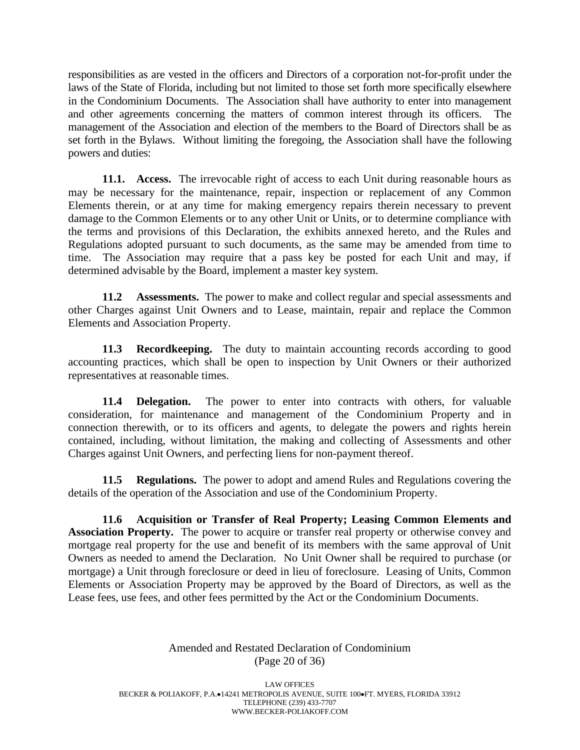responsibilities as are vested in the officers and Directors of a corporation not-for-profit under the laws of the State of Florida, including but not limited to those set forth more specifically elsewhere in the Condominium Documents. The Association shall have authority to enter into management and other agreements concerning the matters of common interest through its officers. The management of the Association and election of the members to the Board of Directors shall be as set forth in the Bylaws. Without limiting the foregoing, the Association shall have the following powers and duties:

**11.1. Access.** The irrevocable right of access to each Unit during reasonable hours as may be necessary for the maintenance, repair, inspection or replacement of any Common Elements therein, or at any time for making emergency repairs therein necessary to prevent damage to the Common Elements or to any other Unit or Units, or to determine compliance with the terms and provisions of this Declaration, the exhibits annexed hereto, and the Rules and Regulations adopted pursuant to such documents, as the same may be amended from time to time. The Association may require that a pass key be posted for each Unit and may, if determined advisable by the Board, implement a master key system.

**11.2 Assessments.** The power to make and collect regular and special assessments and other Charges against Unit Owners and to Lease, maintain, repair and replace the Common Elements and Association Property.

**11.3 Recordkeeping.** The duty to maintain accounting records according to good accounting practices, which shall be open to inspection by Unit Owners or their authorized representatives at reasonable times.

**11.4 Delegation.** The power to enter into contracts with others, for valuable consideration, for maintenance and management of the Condominium Property and in connection therewith, or to its officers and agents, to delegate the powers and rights herein contained, including, without limitation, the making and collecting of Assessments and other Charges against Unit Owners, and perfecting liens for non-payment thereof.

**11.5 Regulations.** The power to adopt and amend Rules and Regulations covering the details of the operation of the Association and use of the Condominium Property.

**11.6 Acquisition or Transfer of Real Property; Leasing Common Elements and Association Property.** The power to acquire or transfer real property or otherwise convey and mortgage real property for the use and benefit of its members with the same approval of Unit Owners as needed to amend the Declaration. No Unit Owner shall be required to purchase (or mortgage) a Unit through foreclosure or deed in lieu of foreclosure. Leasing of Units, Common Elements or Association Property may be approved by the Board of Directors, as well as the Lease fees, use fees, and other fees permitted by the Act or the Condominium Documents.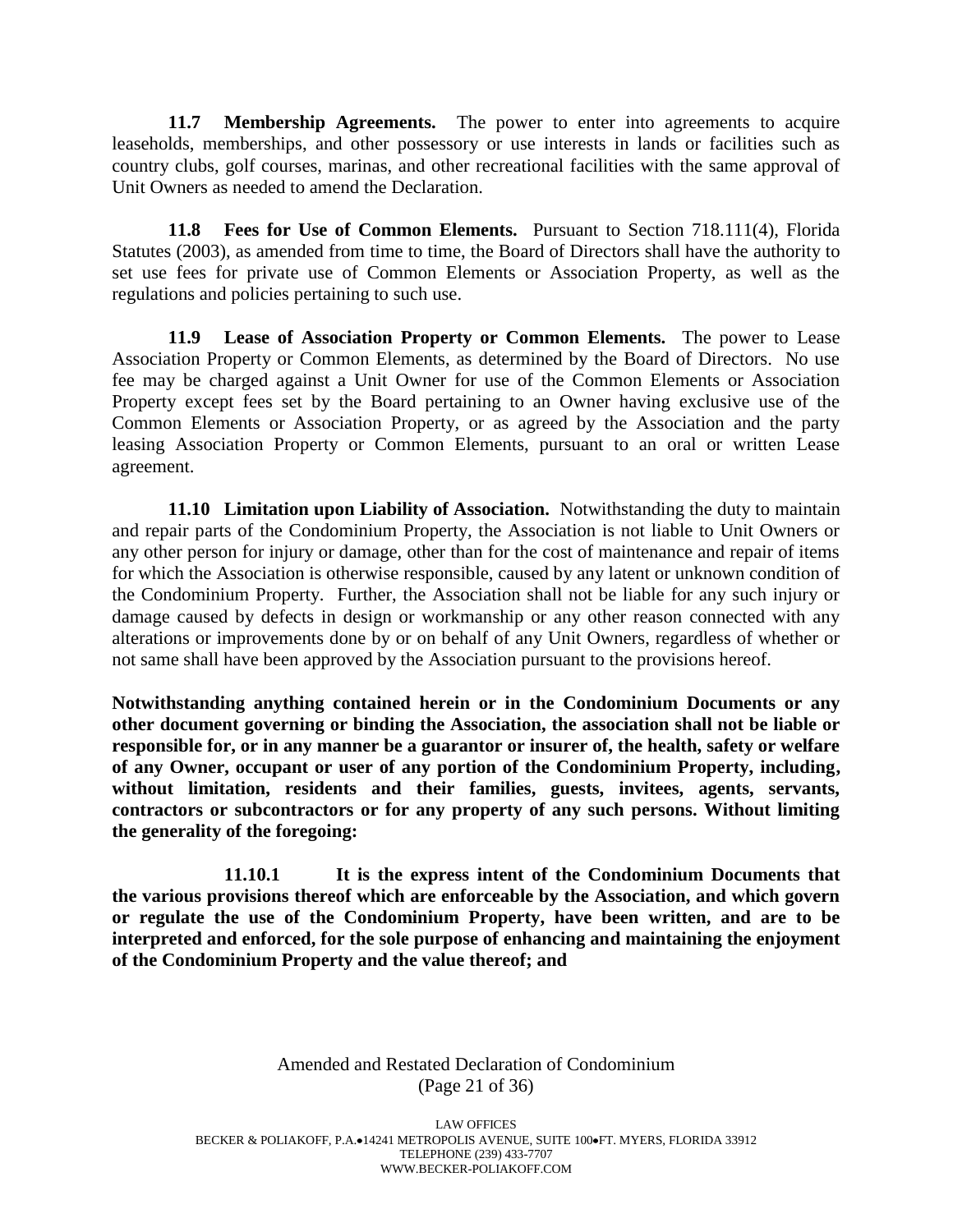**11.7 Membership Agreements.** The power to enter into agreements to acquire leaseholds, memberships, and other possessory or use interests in lands or facilities such as country clubs, golf courses, marinas, and other recreational facilities with the same approval of Unit Owners as needed to amend the Declaration.

**11.8 Fees for Use of Common Elements.** Pursuant to Section 718.111(4), Florida Statutes (2003), as amended from time to time, the Board of Directors shall have the authority to set use fees for private use of Common Elements or Association Property, as well as the regulations and policies pertaining to such use.

**11.9 Lease of Association Property or Common Elements.** The power to Lease Association Property or Common Elements, as determined by the Board of Directors. No use fee may be charged against a Unit Owner for use of the Common Elements or Association Property except fees set by the Board pertaining to an Owner having exclusive use of the Common Elements or Association Property, or as agreed by the Association and the party leasing Association Property or Common Elements, pursuant to an oral or written Lease agreement.

**11.10 Limitation upon Liability of Association.** Notwithstanding the duty to maintain and repair parts of the Condominium Property, the Association is not liable to Unit Owners or any other person for injury or damage, other than for the cost of maintenance and repair of items for which the Association is otherwise responsible, caused by any latent or unknown condition of the Condominium Property. Further, the Association shall not be liable for any such injury or damage caused by defects in design or workmanship or any other reason connected with any alterations or improvements done by or on behalf of any Unit Owners, regardless of whether or not same shall have been approved by the Association pursuant to the provisions hereof.

**Notwithstanding anything contained herein or in the Condominium Documents or any other document governing or binding the Association, the association shall not be liable or responsible for, or in any manner be a guarantor or insurer of, the health, safety or welfare of any Owner, occupant or user of any portion of the Condominium Property, including, without limitation, residents and their families, guests, invitees, agents, servants, contractors or subcontractors or for any property of any such persons. Without limiting the generality of the foregoing:**

**11.10.1 It is the express intent of the Condominium Documents that the various provisions thereof which are enforceable by the Association, and which govern or regulate the use of the Condominium Property, have been written, and are to be interpreted and enforced, for the sole purpose of enhancing and maintaining the enjoyment of the Condominium Property and the value thereof; and**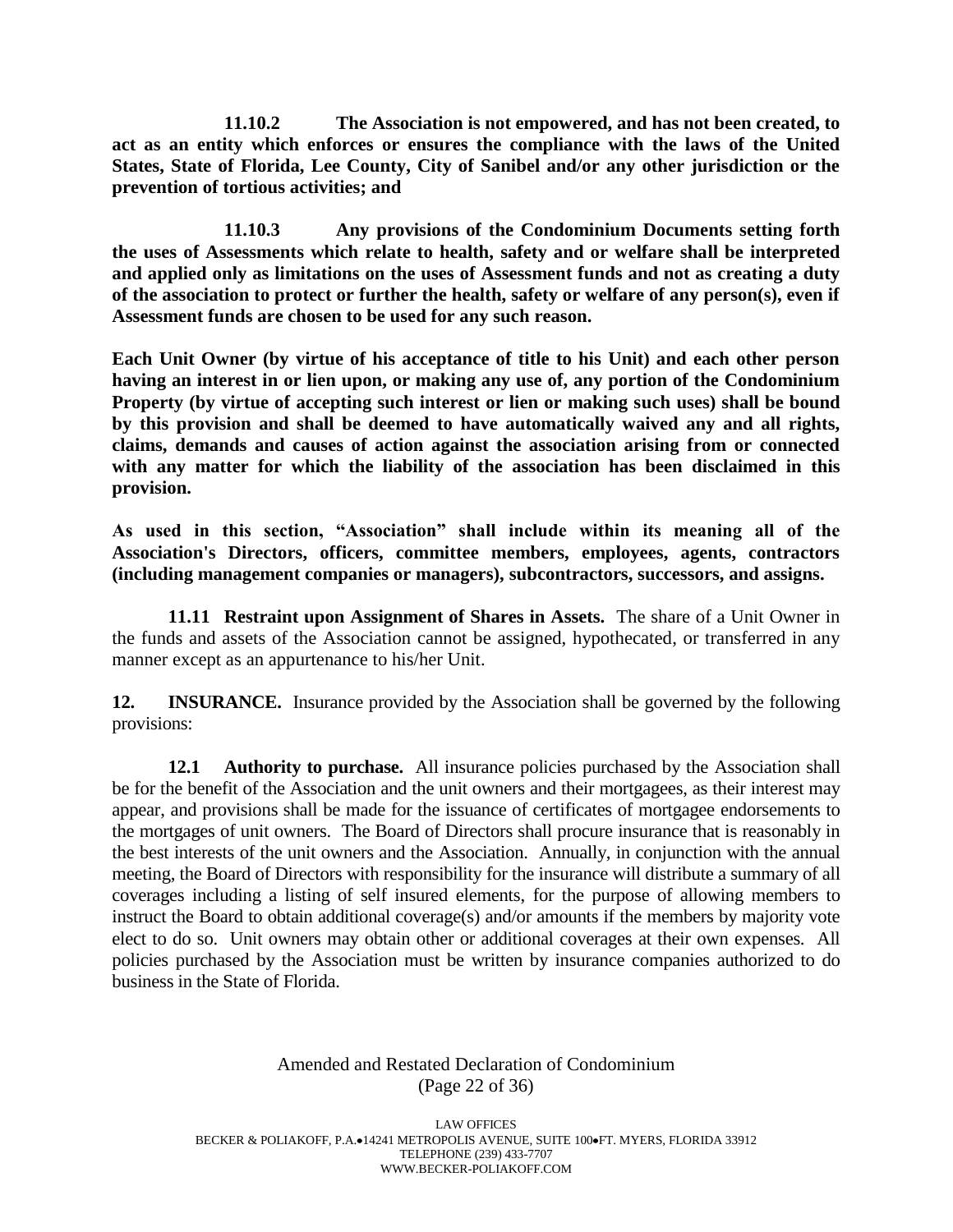**11.10.2 The Association is not empowered, and has not been created, to act as an entity which enforces or ensures the compliance with the laws of the United States, State of Florida, Lee County, City of Sanibel and/or any other jurisdiction or the prevention of tortious activities; and**

**11.10.3 Any provisions of the Condominium Documents setting forth the uses of Assessments which relate to health, safety and or welfare shall be interpreted and applied only as limitations on the uses of Assessment funds and not as creating a duty of the association to protect or further the health, safety or welfare of any person(s), even if Assessment funds are chosen to be used for any such reason.**

**Each Unit Owner (by virtue of his acceptance of title to his Unit) and each other person having an interest in or lien upon, or making any use of, any portion of the Condominium Property (by virtue of accepting such interest or lien or making such uses) shall be bound by this provision and shall be deemed to have automatically waived any and all rights, claims, demands and causes of action against the association arising from or connected with any matter for which the liability of the association has been disclaimed in this provision.**

**As used in this section, "Association" shall include within its meaning all of the Association's Directors, officers, committee members, employees, agents, contractors (including management companies or managers), subcontractors, successors, and assigns.**

**11.11 Restraint upon Assignment of Shares in Assets.** The share of a Unit Owner in the funds and assets of the Association cannot be assigned, hypothecated, or transferred in any manner except as an appurtenance to his/her Unit.

**12. INSURANCE.** Insurance provided by the Association shall be governed by the following provisions:

**12.1 Authority to purchase.** All insurance policies purchased by the Association shall be for the benefit of the Association and the unit owners and their mortgagees, as their interest may appear, and provisions shall be made for the issuance of certificates of mortgagee endorsements to the mortgages of unit owners. The Board of Directors shall procure insurance that is reasonably in the best interests of the unit owners and the Association. Annually, in conjunction with the annual meeting, the Board of Directors with responsibility for the insurance will distribute a summary of all coverages including a listing of self insured elements, for the purpose of allowing members to instruct the Board to obtain additional coverage(s) and/or amounts if the members by majority vote elect to do so. Unit owners may obtain other or additional coverages at their own expenses. All policies purchased by the Association must be written by insurance companies authorized to do business in the State of Florida.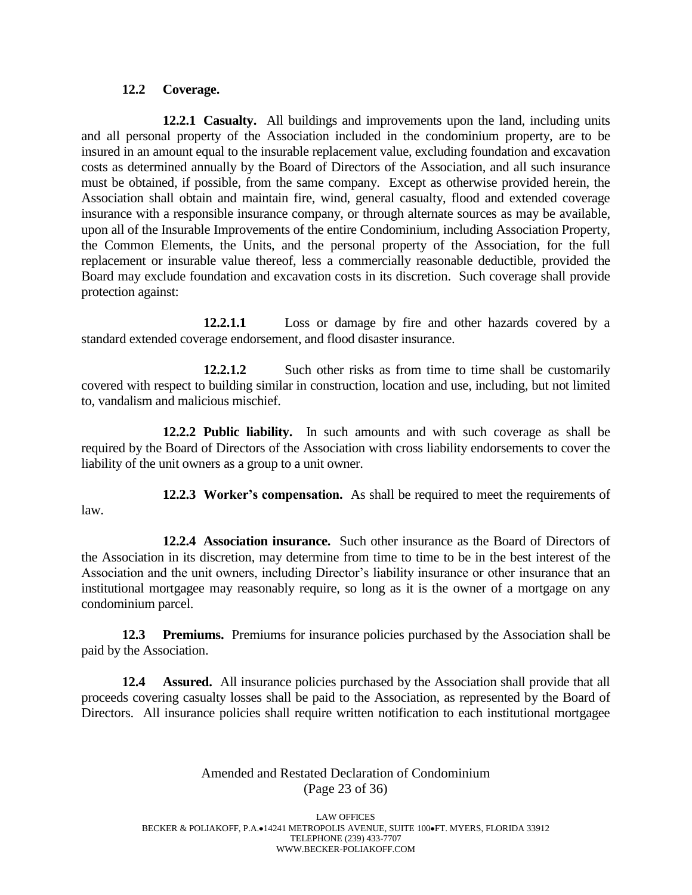**12.2 Coverage.**

**12.2.1 Casualty.** All buildings and improvements upon the land, including units and all personal property of the Association included in the condominium property, are to be insured in an amount equal to the insurable replacement value, excluding foundation and excavation costs as determined annually by the Board of Directors of the Association, and all such insurance must be obtained, if possible, from the same company. Except as otherwise provided herein, the Association shall obtain and maintain fire, wind, general casualty, flood and extended coverage insurance with a responsible insurance company, or through alternate sources as may be available, upon all of the Insurable Improvements of the entire Condominium, including Association Property, the Common Elements, the Units, and the personal property of the Association, for the full replacement or insurable value thereof, less a commercially reasonable deductible, provided the Board may exclude foundation and excavation costs in its discretion. Such coverage shall provide protection against:

**12.2.1.1** Loss or damage by fire and other hazards covered by a standard extended coverage endorsement, and flood disaster insurance.

**12.2.1.2** Such other risks as from time to time shall be customarily covered with respect to building similar in construction, location and use, including, but not limited to, vandalism and malicious mischief.

**12.2.2 Public liability.** In such amounts and with such coverage as shall be required by the Board of Directors of the Association with cross liability endorsements to cover the liability of the unit owners as a group to a unit owner.

**12.2.3 Worker's compensation.** As shall be required to meet the requirements of law.

**12.2.4 Association insurance.** Such other insurance as the Board of Directors of the Association in its discretion, may determine from time to time to be in the best interest of the Association and the unit owners, including Director's liability insurance or other insurance that an institutional mortgagee may reasonably require, so long as it is the owner of a mortgage on any condominium parcel.

**12.3 Premiums.** Premiums for insurance policies purchased by the Association shall be paid by the Association.

**12.4 Assured.** All insurance policies purchased by the Association shall provide that all proceeds covering casualty losses shall be paid to the Association, as represented by the Board of Directors. All insurance policies shall require written notification to each institutional mortgagee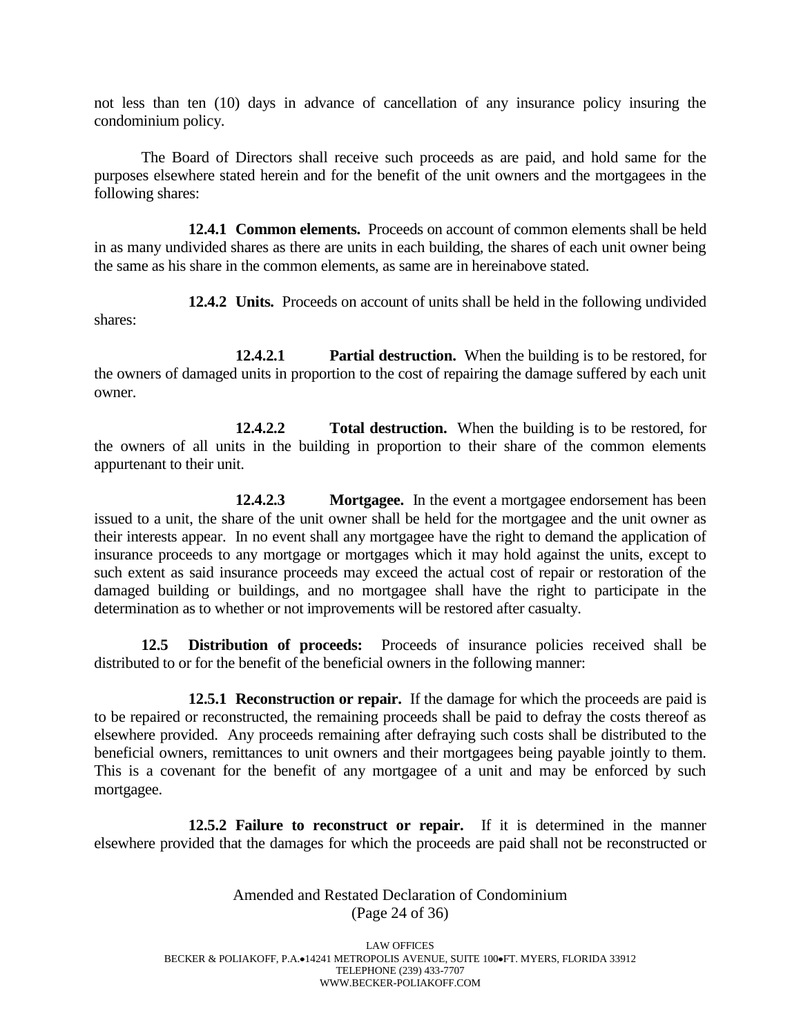not less than ten (10) days in advance of cancellation of any insurance policy insuring the condominium policy.

The Board of Directors shall receive such proceeds as are paid, and hold same for the purposes elsewhere stated herein and for the benefit of the unit owners and the mortgagees in the following shares:

**12.4.1 Common elements.** Proceeds on account of common elements shall be held in as many undivided shares as there are units in each building, the shares of each unit owner being the same as his share in the common elements, as same are in hereinabove stated.

**12.4.2 Units.** Proceeds on account of units shall be held in the following undivided shares:

**12.4.2.1 Partial destruction.** When the building is to be restored, for the owners of damaged units in proportion to the cost of repairing the damage suffered by each unit owner.

**12.4.2.2 Total destruction.** When the building is to be restored, for the owners of all units in the building in proportion to their share of the common elements appurtenant to their unit.

**12.4.2.3 Mortgagee.** In the event a mortgagee endorsement has been issued to a unit, the share of the unit owner shall be held for the mortgagee and the unit owner as their interests appear. In no event shall any mortgagee have the right to demand the application of insurance proceeds to any mortgage or mortgages which it may hold against the units, except to such extent as said insurance proceeds may exceed the actual cost of repair or restoration of the damaged building or buildings, and no mortgagee shall have the right to participate in the determination as to whether or not improvements will be restored after casualty.

**12.5 Distribution of proceeds:** Proceeds of insurance policies received shall be distributed to or for the benefit of the beneficial owners in the following manner:

**12.5.1 Reconstruction or repair.** If the damage for which the proceeds are paid is to be repaired or reconstructed, the remaining proceeds shall be paid to defray the costs thereof as elsewhere provided. Any proceeds remaining after defraying such costs shall be distributed to the beneficial owners, remittances to unit owners and their mortgagees being payable jointly to them. This is a covenant for the benefit of any mortgagee of a unit and may be enforced by such mortgagee.

**12.5.2 Failure to reconstruct or repair.** If it is determined in the manner elsewhere provided that the damages for which the proceeds are paid shall not be reconstructed or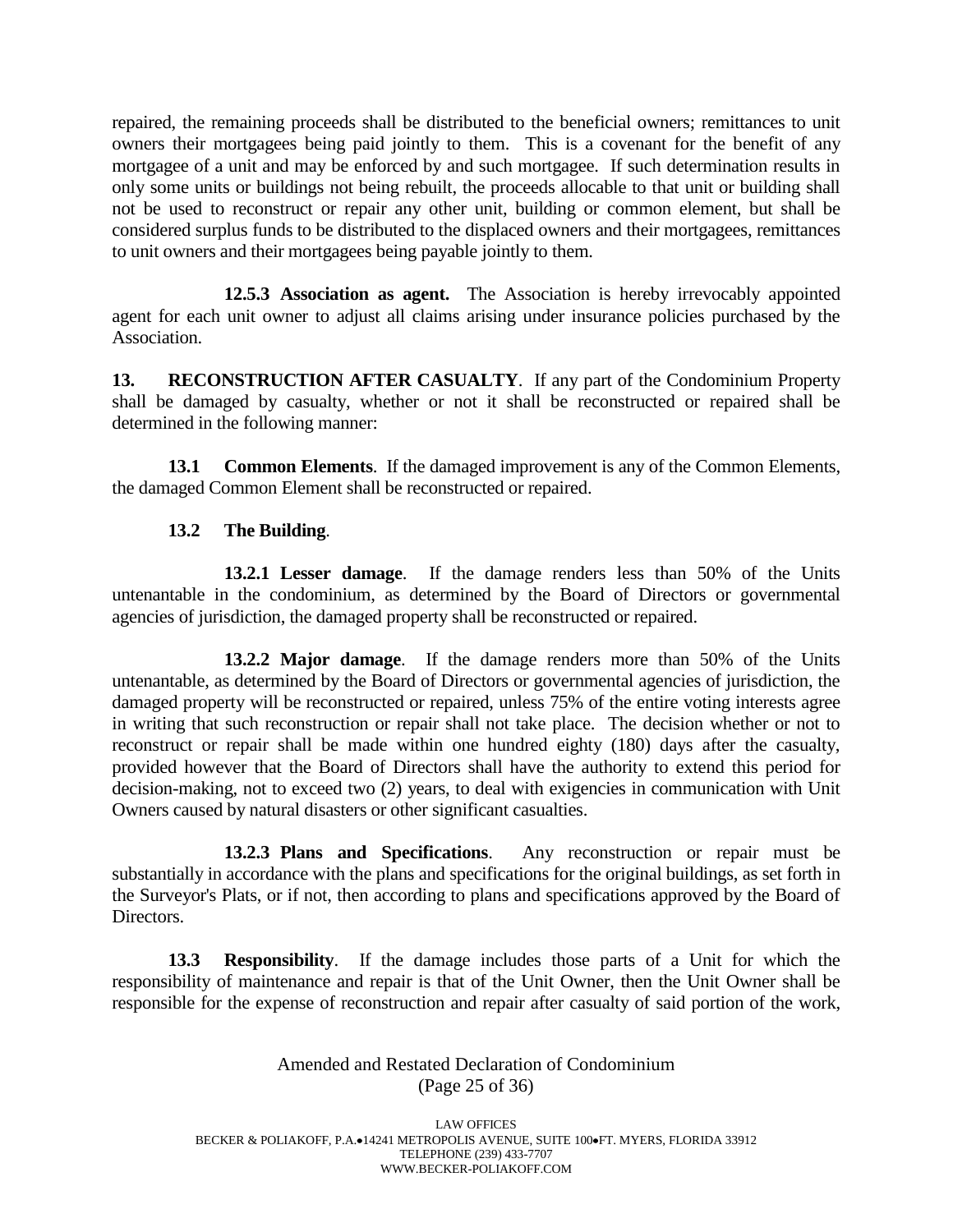repaired, the remaining proceeds shall be distributed to the beneficial owners; remittances to unit owners their mortgagees being paid jointly to them. This is a covenant for the benefit of any mortgagee of a unit and may be enforced by and such mortgagee. If such determination results in only some units or buildings not being rebuilt, the proceeds allocable to that unit or building shall not be used to reconstruct or repair any other unit, building or common element, but shall be considered surplus funds to be distributed to the displaced owners and their mortgagees, remittances to unit owners and their mortgagees being payable jointly to them.

**12.5.3 Association as agent.** The Association is hereby irrevocably appointed agent for each unit owner to adjust all claims arising under insurance policies purchased by the Association.

**13. RECONSTRUCTION AFTER CASUALTY**. If any part of the Condominium Property shall be damaged by casualty, whether or not it shall be reconstructed or repaired shall be determined in the following manner:

**13.1 Common Elements**. If the damaged improvement is any of the Common Elements, the damaged Common Element shall be reconstructed or repaired.

**13.2 The Building**.

**13.2.1 Lesser damage**. If the damage renders less than 50% of the Units untenantable in the condominium, as determined by the Board of Directors or governmental agencies of jurisdiction, the damaged property shall be reconstructed or repaired.

**13.2.2 Major damage**. If the damage renders more than 50% of the Units untenantable, as determined by the Board of Directors or governmental agencies of jurisdiction, the damaged property will be reconstructed or repaired, unless 75% of the entire voting interests agree in writing that such reconstruction or repair shall not take place. The decision whether or not to reconstruct or repair shall be made within one hundred eighty (180) days after the casualty, provided however that the Board of Directors shall have the authority to extend this period for decision-making, not to exceed two (2) years, to deal with exigencies in communication with Unit Owners caused by natural disasters or other significant casualties.

**13.2.3 Plans and Specifications**. Any reconstruction or repair must be substantially in accordance with the plans and specifications for the original buildings, as set forth in the Surveyor's Plats, or if not, then according to plans and specifications approved by the Board of Directors.

**13.3 Responsibility**. If the damage includes those parts of a Unit for which the responsibility of maintenance and repair is that of the Unit Owner, then the Unit Owner shall be responsible for the expense of reconstruction and repair after casualty of said portion of the work,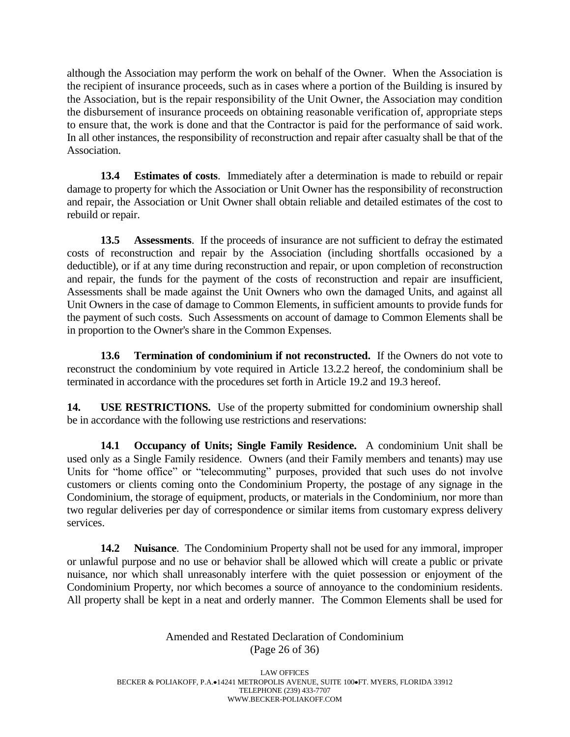although the Association may perform the work on behalf of the Owner. When the Association is the recipient of insurance proceeds, such as in cases where a portion of the Building is insured by the Association, but is the repair responsibility of the Unit Owner, the Association may condition the disbursement of insurance proceeds on obtaining reasonable verification of, appropriate steps to ensure that, the work is done and that the Contractor is paid for the performance of said work. In all other instances, the responsibility of reconstruction and repair after casualty shall be that of the Association.

**13.4 Estimates of costs**. Immediately after a determination is made to rebuild or repair damage to property for which the Association or Unit Owner has the responsibility of reconstruction and repair, the Association or Unit Owner shall obtain reliable and detailed estimates of the cost to rebuild or repair.

**13.5 Assessments**. If the proceeds of insurance are not sufficient to defray the estimated costs of reconstruction and repair by the Association (including shortfalls occasioned by a deductible), or if at any time during reconstruction and repair, or upon completion of reconstruction and repair, the funds for the payment of the costs of reconstruction and repair are insufficient, Assessments shall be made against the Unit Owners who own the damaged Units, and against all Unit Owners in the case of damage to Common Elements, in sufficient amounts to provide funds for the payment of such costs. Such Assessments on account of damage to Common Elements shall be in proportion to the Owner's share in the Common Expenses.

**13.6 Termination of condominium if not reconstructed.** If the Owners do not vote to reconstruct the condominium by vote required in Article 13.2.2 hereof, the condominium shall be terminated in accordance with the procedures set forth in Article 19.2 and 19.3 hereof.

**14. USE RESTRICTIONS.** Use of the property submitted for condominium ownership shall be in accordance with the following use restrictions and reservations:

**14.1 Occupancy of Units; Single Family Residence.** A condominium Unit shall be used only as a Single Family residence. Owners (and their Family members and tenants) may use Units for "home office" or "telecommuting" purposes, provided that such uses do not involve customers or clients coming onto the Condominium Property, the postage of any signage in the Condominium, the storage of equipment, products, or materials in the Condominium, nor more than two regular deliveries per day of correspondence or similar items from customary express delivery services.

**14.2 Nuisance**. The Condominium Property shall not be used for any immoral, improper or unlawful purpose and no use or behavior shall be allowed which will create a public or private nuisance, nor which shall unreasonably interfere with the quiet possession or enjoyment of the Condominium Property, nor which becomes a source of annoyance to the condominium residents. All property shall be kept in a neat and orderly manner. The Common Elements shall be used for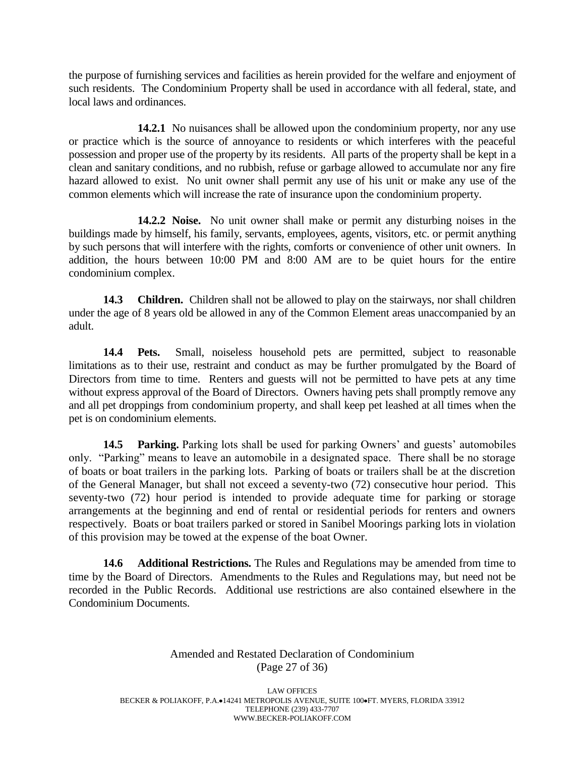the purpose of furnishing services and facilities as herein provided for the welfare and enjoyment of such residents. The Condominium Property shall be used in accordance with all federal, state, and local laws and ordinances.

**14.2.1** No nuisances shall be allowed upon the condominium property, nor any use or practice which is the source of annoyance to residents or which interferes with the peaceful possession and proper use of the property by its residents. All parts of the property shall be kept in a clean and sanitary conditions, and no rubbish, refuse or garbage allowed to accumulate nor any fire hazard allowed to exist. No unit owner shall permit any use of his unit or make any use of the common elements which will increase the rate of insurance upon the condominium property.

**14.2.2 Noise.** No unit owner shall make or permit any disturbing noises in the buildings made by himself, his family, servants, employees, agents, visitors, etc. or permit anything by such persons that will interfere with the rights, comforts or convenience of other unit owners. In addition, the hours between 10:00 PM and 8:00 AM are to be quiet hours for the entire condominium complex.

**14.3 Children.** Children shall not be allowed to play on the stairways, nor shall children under the age of 8 years old be allowed in any of the Common Element areas unaccompanied by an adult.

**14.4 Pets.** Small, noiseless household pets are permitted, subject to reasonable limitations as to their use, restraint and conduct as may be further promulgated by the Board of Directors from time to time. Renters and guests will not be permitted to have pets at any time without express approval of the Board of Directors. Owners having pets shall promptly remove any and all pet droppings from condominium property, and shall keep pet leashed at all times when the pet is on condominium elements.

**14.5 Parking.** Parking lots shall be used for parking Owners' and guests' automobiles only. "Parking" means to leave an automobile in a designated space. There shall be no storage of boats or boat trailers in the parking lots. Parking of boats or trailers shall be at the discretion of the General Manager, but shall not exceed a seventy-two (72) consecutive hour period. This seventy-two (72) hour period is intended to provide adequate time for parking or storage arrangements at the beginning and end of rental or residential periods for renters and owners respectively. Boats or boat trailers parked or stored in Sanibel Moorings parking lots in violation of this provision may be towed at the expense of the boat Owner.

**14.6 Additional Restrictions.** The Rules and Regulations may be amended from time to time by the Board of Directors. Amendments to the Rules and Regulations may, but need not be recorded in the Public Records. Additional use restrictions are also contained elsewhere in the Condominium Documents.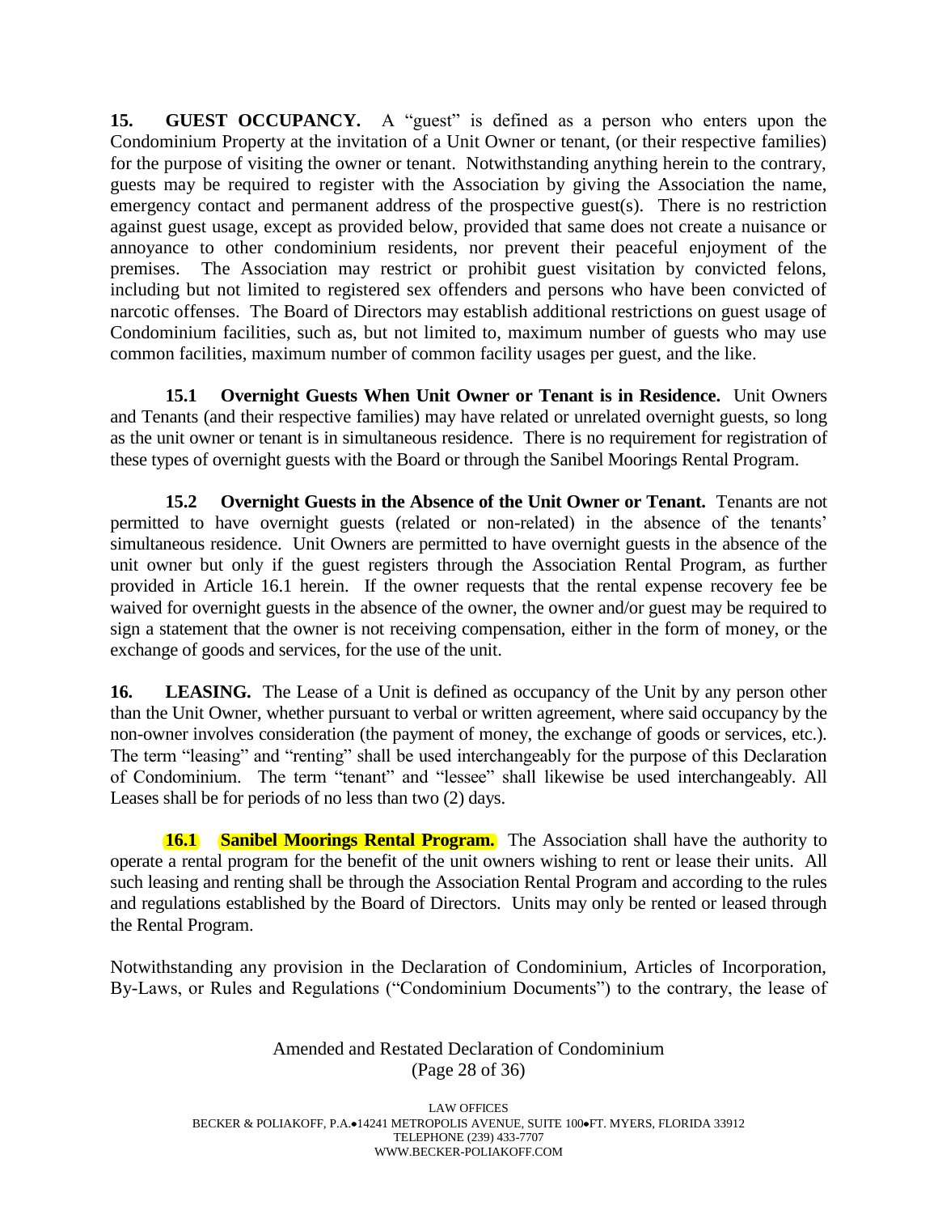**15. GUEST OCCUPANCY.** A "guest" is defined as a person who enters upon the Condominium Property at the invitation of a Unit Owner or tenant, (or their respective families) for the purpose of visiting the owner or tenant. Notwithstanding anything herein to the contrary, guests may be required to register with the Association by giving the Association the name, emergency contact and permanent address of the prospective guest(s). There is no restriction against guest usage, except as provided below, provided that same does not create a nuisance or annoyance to other condominium residents, nor prevent their peaceful enjoyment of the premises. The Association may restrict or prohibit guest visitation by convicted felons, including but not limited to registered sex offenders and persons who have been convicted of narcotic offenses. The Board of Directors may establish additional restrictions on guest usage of Condominium facilities, such as, but not limited to, maximum number of guests who may use common facilities, maximum number of common facility usages per guest, and the like.

**15.1 Overnight Guests When Unit Owner or Tenant is in Residence.** Unit Owners and Tenants (and their respective families) may have related or unrelated overnight guests, so long as the unit owner or tenant is in simultaneous residence. There is no requirement for registration of these types of overnight guests with the Board or through the Sanibel Moorings Rental Program.

**15.2 Overnight Guests in the Absence of the Unit Owner or Tenant.** Tenants are not permitted to have overnight guests (related or non-related) in the absence of the tenants' simultaneous residence. Unit Owners are permitted to have overnight guests in the absence of the unit owner but only if the guest registers through the Association Rental Program, as further provided in Article 16.1 herein. If the owner requests that the rental expense recovery fee be waived for overnight guests in the absence of the owner, the owner and/or guest may be required to sign a statement that the owner is not receiving compensation, either in the form of money, or the exchange of goods and services, for the use of the unit.

**16. LEASING.** The Lease of a Unit is defined as occupancy of the Unit by any person other than the Unit Owner, whether pursuant to verbal or written agreement, where said occupancy by the non-owner involves consideration (the payment of money, the exchange of goods or services, etc.). The term "leasing" and "renting" shall be used interchangeably for the purpose of this Declaration of Condominium. The term "tenant" and "lessee" shall likewise be used interchangeably. All Leases shall be for periods of no less than two (2) days.

**16.1 Sanibel Moorings Rental Program.** The Association shall have the authority to operate a rental program for the benefit of the unit owners wishing to rent or lease their units. All such leasing and renting shall be through the Association Rental Program and according to the rules and regulations established by the Board of Directors. Units may only be rented or leased through the Rental Program.

Notwithstanding any provision in the Declaration of Condominium, Articles of Incorporation, By-Laws, or Rules and Regulations ("Condominium Documents") to the contrary, the lease of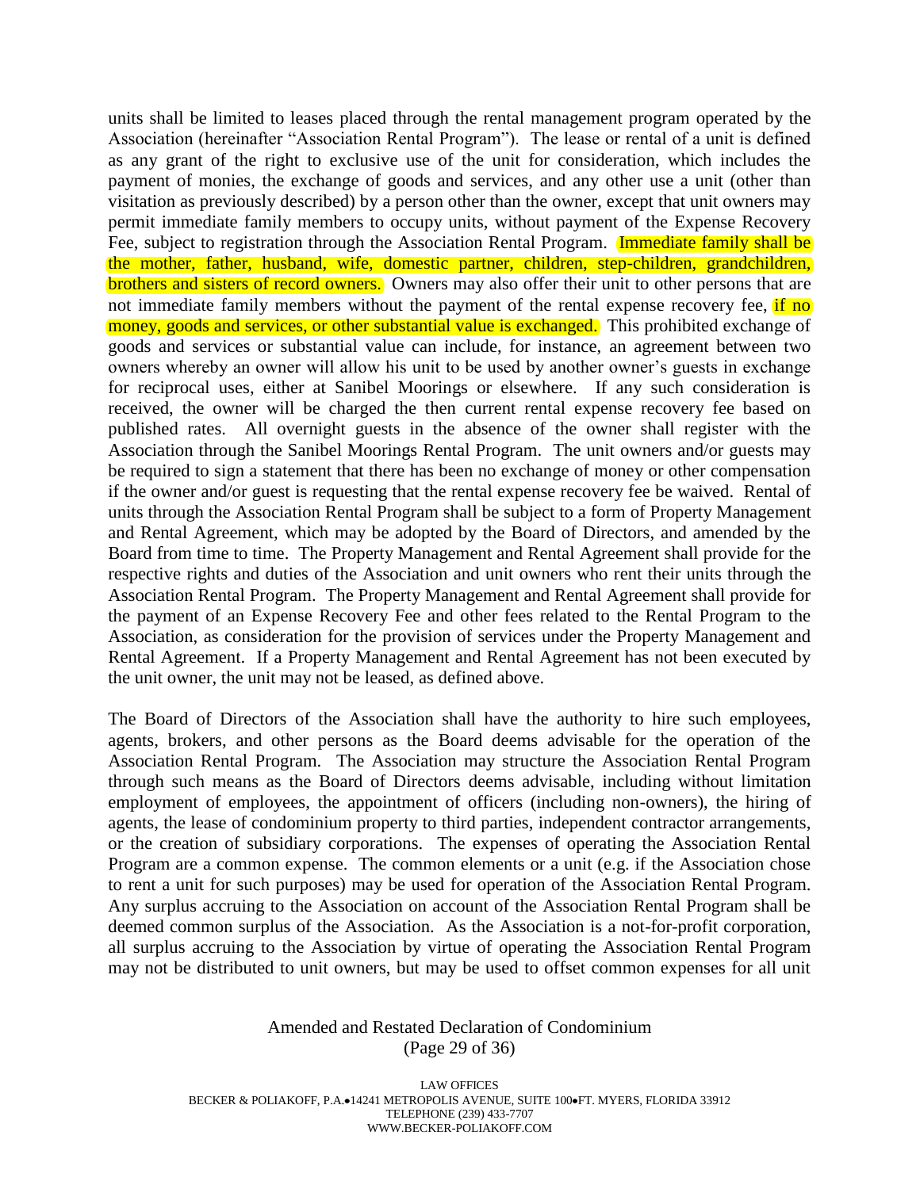units shall be limited to leases placed through the rental management program operated by the Association (hereinafter "Association Rental Program"). The lease or rental of a unit is defined as any grant of the right to exclusive use of the unit for consideration, which includes the payment of monies, the exchange of goods and services, and any other use a unit (other than visitation as previously described) by a person other than the owner, except that unit owners may permit immediate family members to occupy units, without payment of the Expense Recovery Fee, subject to registration through the Association Rental Program. Immediate family shall be the mother, father, husband, wife, domestic partner, children, step-children, grandchildren, brothers and sisters of record owners. Owners may also offer their unit to other persons that are not immediate family members without the payment of the rental expense recovery fee, if no money, goods and services, or other substantial value is exchanged. This prohibited exchange of goods and services or substantial value can include, for instance, an agreement between two owners whereby an owner will allow his unit to be used by another owner's guests in exchange for reciprocal uses, either at Sanibel Moorings or elsewhere. If any such consideration is received, the owner will be charged the then current rental expense recovery fee based on published rates. All overnight guests in the absence of the owner shall register with the Association through the Sanibel Moorings Rental Program. The unit owners and/or guests may be required to sign a statement that there has been no exchange of money or other compensation if the owner and/or guest is requesting that the rental expense recovery fee be waived. Rental of units through the Association Rental Program shall be subject to a form of Property Management and Rental Agreement, which may be adopted by the Board of Directors, and amended by the Board from time to time. The Property Management and Rental Agreement shall provide for the respective rights and duties of the Association and unit owners who rent their units through the Association Rental Program. The Property Management and Rental Agreement shall provide for the payment of an Expense Recovery Fee and other fees related to the Rental Program to the Association, as consideration for the provision of services under the Property Management and Rental Agreement. If a Property Management and Rental Agreement has not been executed by the unit owner, the unit may not be leased, as defined above.

The Board of Directors of the Association shall have the authority to hire such employees, agents, brokers, and other persons as the Board deems advisable for the operation of the Association Rental Program. The Association may structure the Association Rental Program through such means as the Board of Directors deems advisable, including without limitation employment of employees, the appointment of officers (including non-owners), the hiring of agents, the lease of condominium property to third parties, independent contractor arrangements, or the creation of subsidiary corporations. The expenses of operating the Association Rental Program are a common expense. The common elements or a unit (e.g. if the Association chose to rent a unit for such purposes) may be used for operation of the Association Rental Program. Any surplus accruing to the Association on account of the Association Rental Program shall be deemed common surplus of the Association. As the Association is a not-for-profit corporation, all surplus accruing to the Association by virtue of operating the Association Rental Program may not be distributed to unit owners, but may be used to offset common expenses for all unit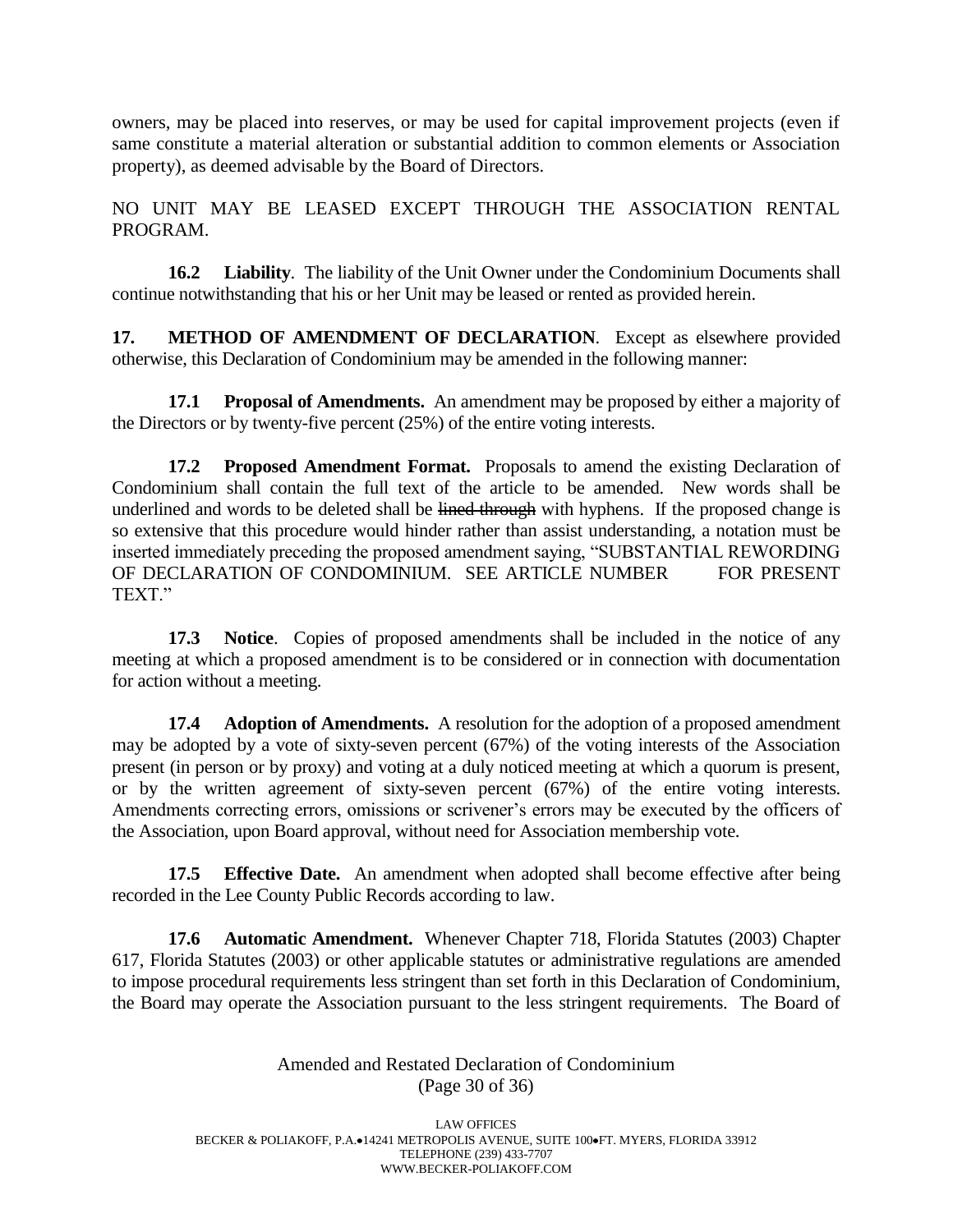owners, may be placed into reserves, or may be used for capital improvement projects (even if same constitute a material alteration or substantial addition to common elements or Association property), as deemed advisable by the Board of Directors.

NO UNIT MAY BE LEASED EXCEPT THROUGH THE ASSOCIATION RENTAL PROGRAM.

**16.2 Liability**. The liability of the Unit Owner under the Condominium Documents shall continue notwithstanding that his or her Unit may be leased or rented as provided herein.

**17. METHOD OF AMENDMENT OF DECLARATION**. Except as elsewhere provided otherwise, this Declaration of Condominium may be amended in the following manner:

**17.1 Proposal of Amendments.** An amendment may be proposed by either a majority of the Directors or by twenty-five percent (25%) of the entire voting interests.

**17.2 Proposed Amendment Format.** Proposals to amend the existing Declaration of Condominium shall contain the full text of the article to be amended. New words shall be underlined and words to be deleted shall be ~~lined through~~ with hyphens. If the proposed change is so extensive that this procedure would hinder rather than assist understanding, a notation must be inserted immediately preceding the proposed amendment saying, "SUBSTANTIAL REWORDING OF DECLARATION OF CONDOMINIUM. SEE ARTICLE NUMBER ____ FOR PRESENT TEXT."

**17.3 Notice**. Copies of proposed amendments shall be included in the notice of any meeting at which a proposed amendment is to be considered or in connection with documentation for action without a meeting.

**17.4 Adoption of Amendments.** A resolution for the adoption of a proposed amendment may be adopted by a vote of sixty-seven percent (67%) of the voting interests of the Association present (in person or by proxy) and voting at a duly noticed meeting at which a quorum is present, or by the written agreement of sixty-seven percent (67%) of the entire voting interests. Amendments correcting errors, omissions or scrivener's errors may be executed by the officers of the Association, upon Board approval, without need for Association membership vote.

**17.5 Effective Date.** An amendment when adopted shall become effective after being recorded in the Lee County Public Records according to law.

**17.6 Automatic Amendment.** Whenever Chapter 718, Florida Statutes (2003) Chapter 617, Florida Statutes (2003) or other applicable statutes or administrative regulations are amended to impose procedural requirements less stringent than set forth in this Declaration of Condominium, the Board may operate the Association pursuant to the less stringent requirements. The Board of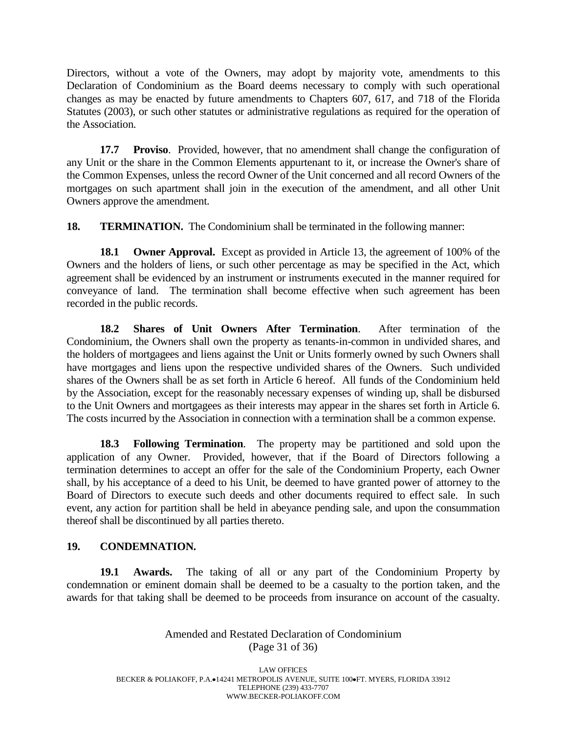Directors, without a vote of the Owners, may adopt by majority vote, amendments to this Declaration of Condominium as the Board deems necessary to comply with such operational changes as may be enacted by future amendments to Chapters 607, 617, and 718 of the Florida Statutes (2003), or such other statutes or administrative regulations as required for the operation of the Association.

**17.7 Proviso**. Provided, however, that no amendment shall change the configuration of any Unit or the share in the Common Elements appurtenant to it, or increase the Owner's share of the Common Expenses, unless the record Owner of the Unit concerned and all record Owners of the mortgages on such apartment shall join in the execution of the amendment, and all other Unit Owners approve the amendment.

**18. TERMINATION.** The Condominium shall be terminated in the following manner:

**18.1 Owner Approval.** Except as provided in Article 13, the agreement of 100% of the Owners and the holders of liens, or such other percentage as may be specified in the Act, which agreement shall be evidenced by an instrument or instruments executed in the manner required for conveyance of land. The termination shall become effective when such agreement has been recorded in the public records.

**18.2 Shares of Unit Owners After Termination**. After termination of the Condominium, the Owners shall own the property as tenants-in-common in undivided shares, and the holders of mortgagees and liens against the Unit or Units formerly owned by such Owners shall have mortgages and liens upon the respective undivided shares of the Owners. Such undivided shares of the Owners shall be as set forth in Article 6 hereof. All funds of the Condominium held by the Association, except for the reasonably necessary expenses of winding up, shall be disbursed to the Unit Owners and mortgagees as their interests may appear in the shares set forth in Article 6. The costs incurred by the Association in connection with a termination shall be a common expense.

**18.3 Following Termination**. The property may be partitioned and sold upon the application of any Owner. Provided, however, that if the Board of Directors following a termination determines to accept an offer for the sale of the Condominium Property, each Owner shall, by his acceptance of a deed to his Unit, be deemed to have granted power of attorney to the Board of Directors to execute such deeds and other documents required to effect sale. In such event, any action for partition shall be held in abeyance pending sale, and upon the consummation thereof shall be discontinued by all parties thereto.

**19. CONDEMNATION.**

**19.1 Awards.** The taking of all or any part of the Condominium Property by condemnation or eminent domain shall be deemed to be a casualty to the portion taken, and the awards for that taking shall be deemed to be proceeds from insurance on account of the casualty.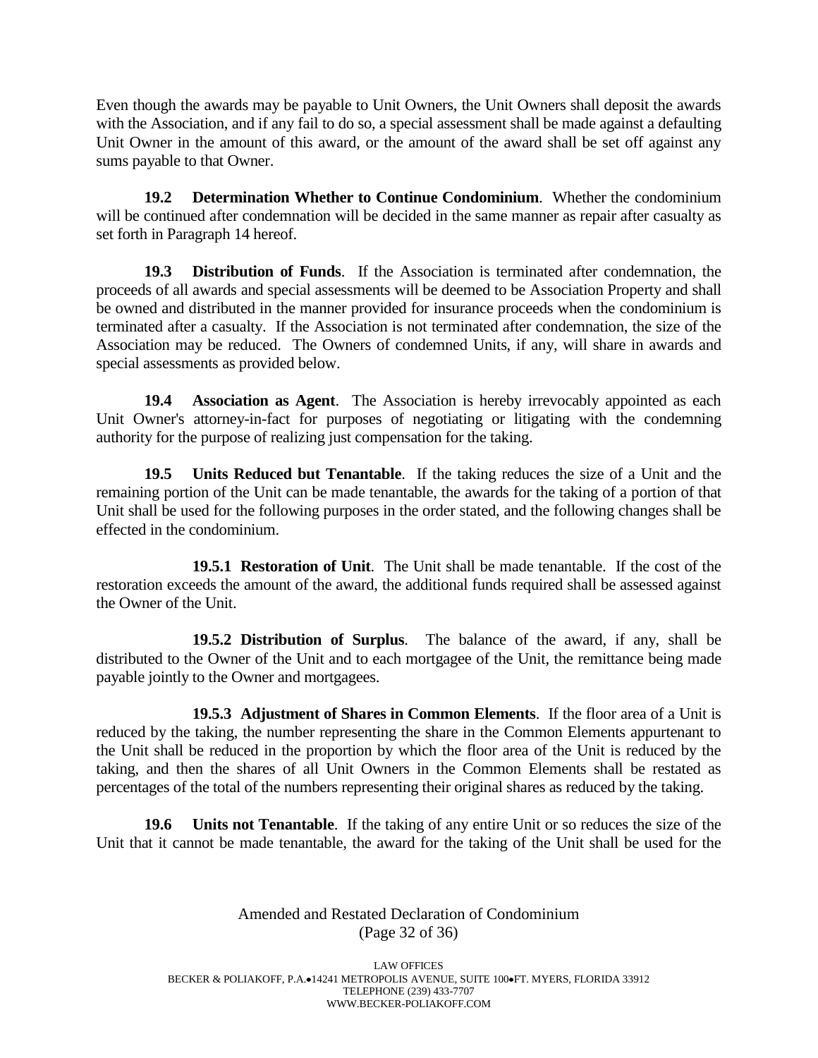Even though the awards may be payable to Unit Owners, the Unit Owners shall deposit the awards with the Association, and if any fail to do so, a special assessment shall be made against a defaulting Unit Owner in the amount of this award, or the amount of the award shall be set off against any sums payable to that Owner.

**19.2 Determination Whether to Continue Condominium**. Whether the condominium will be continued after condemnation will be decided in the same manner as repair after casualty as set forth in Paragraph 14 hereof.

**19.3 Distribution of Funds**. If the Association is terminated after condemnation, the proceeds of all awards and special assessments will be deemed to be Association Property and shall be owned and distributed in the manner provided for insurance proceeds when the condominium is terminated after a casualty. If the Association is not terminated after condemnation, the size of the Association may be reduced. The Owners of condemned Units, if any, will share in awards and special assessments as provided below.

**19.4 Association as Agent**. The Association is hereby irrevocably appointed as each Unit Owner's attorney-in-fact for purposes of negotiating or litigating with the condemning authority for the purpose of realizing just compensation for the taking.

**19.5 Units Reduced but Tenantable**. If the taking reduces the size of a Unit and the remaining portion of the Unit can be made tenantable, the awards for the taking of a portion of that Unit shall be used for the following purposes in the order stated, and the following changes shall be effected in the condominium.

**19.5.1 Restoration of Unit**. The Unit shall be made tenantable. If the cost of the restoration exceeds the amount of the award, the additional funds required shall be assessed against the Owner of the Unit.

**19.5.2 Distribution of Surplus**. The balance of the award, if any, shall be distributed to the Owner of the Unit and to each mortgagee of the Unit, the remittance being made payable jointly to the Owner and mortgagees.

**19.5.3 Adjustment of Shares in Common Elements**. If the floor area of a Unit is reduced by the taking, the number representing the share in the Common Elements appurtenant to the Unit shall be reduced in the proportion by which the floor area of the Unit is reduced by the taking, and then the shares of all Unit Owners in the Common Elements shall be restated as percentages of the total of the numbers representing their original shares as reduced by the taking.

**19.6 Units not Tenantable**. If the taking of any entire Unit or so reduces the size of the Unit that it cannot be made tenantable, the award for the taking of the Unit shall be used for the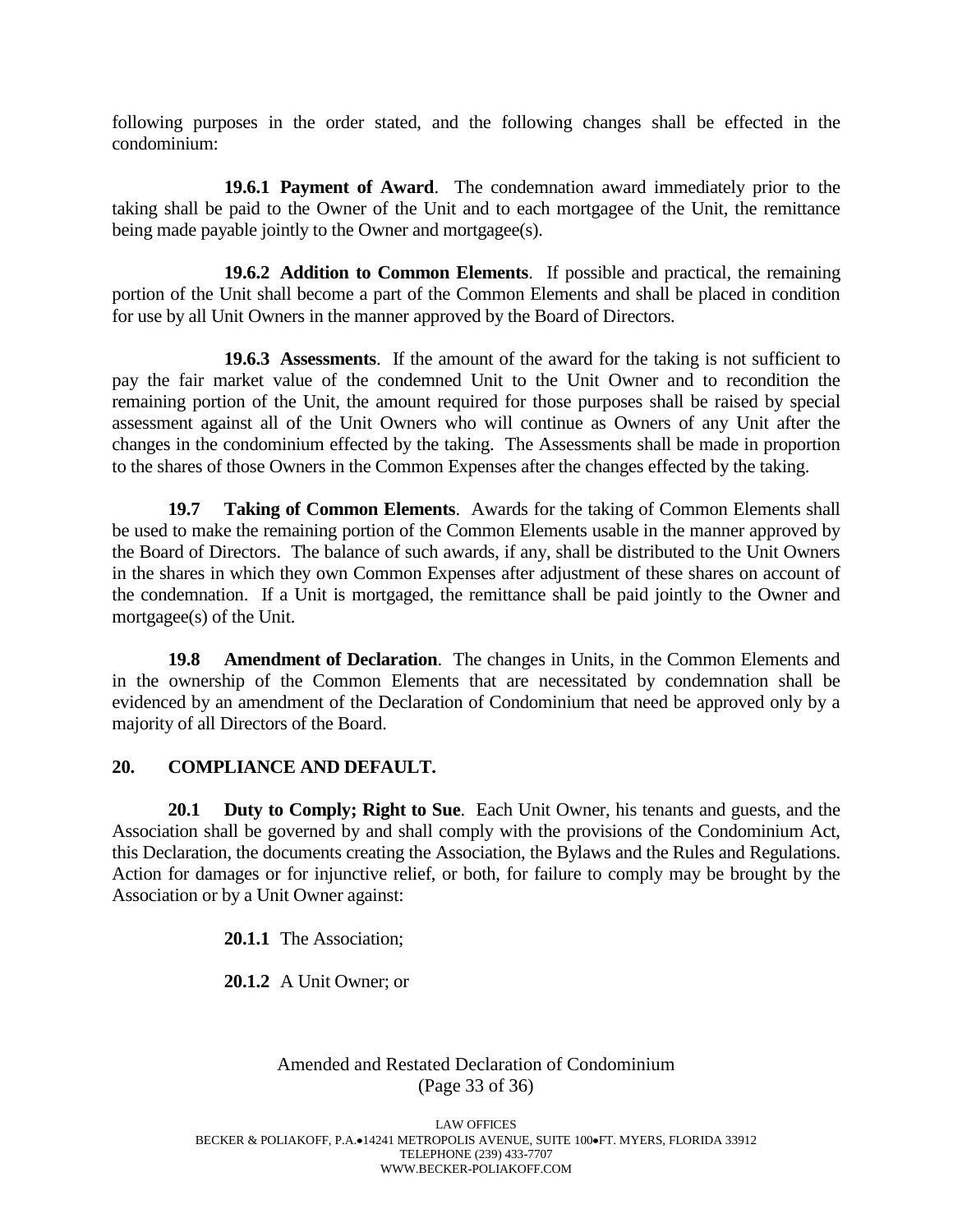following purposes in the order stated, and the following changes shall be effected in the condominium:

**19.6.1 Payment of Award**. The condemnation award immediately prior to the taking shall be paid to the Owner of the Unit and to each mortgagee of the Unit, the remittance being made payable jointly to the Owner and mortgagee(s).

**19.6.2 Addition to Common Elements**. If possible and practical, the remaining portion of the Unit shall become a part of the Common Elements and shall be placed in condition for use by all Unit Owners in the manner approved by the Board of Directors.

**19.6.3 Assessments**. If the amount of the award for the taking is not sufficient to pay the fair market value of the condemned Unit to the Unit Owner and to recondition the remaining portion of the Unit, the amount required for those purposes shall be raised by special assessment against all of the Unit Owners who will continue as Owners of any Unit after the changes in the condominium effected by the taking. The Assessments shall be made in proportion to the shares of those Owners in the Common Expenses after the changes effected by the taking.

**19.7 Taking of Common Elements**. Awards for the taking of Common Elements shall be used to make the remaining portion of the Common Elements usable in the manner approved by the Board of Directors. The balance of such awards, if any, shall be distributed to the Unit Owners in the shares in which they own Common Expenses after adjustment of these shares on account of the condemnation. If a Unit is mortgaged, the remittance shall be paid jointly to the Owner and mortgagee(s) of the Unit.

**19.8 Amendment of Declaration**. The changes in Units, in the Common Elements and in the ownership of the Common Elements that are necessitated by condemnation shall be evidenced by an amendment of the Declaration of Condominium that need be approved only by a majority of all Directors of the Board.

## 20. COMPLIANCE AND DEFAULT.

**20.1 Duty to Comply; Right to Sue**. Each Unit Owner, his tenants and guests, and the Association shall be governed by and shall comply with the provisions of the Condominium Act, this Declaration, the documents creating the Association, the Bylaws and the Rules and Regulations. Action for damages or for injunctive relief, or both, for failure to comply may be brought by the Association or by a Unit Owner against:

**20.1.1** The Association;

**20.1.2** A Unit Owner; or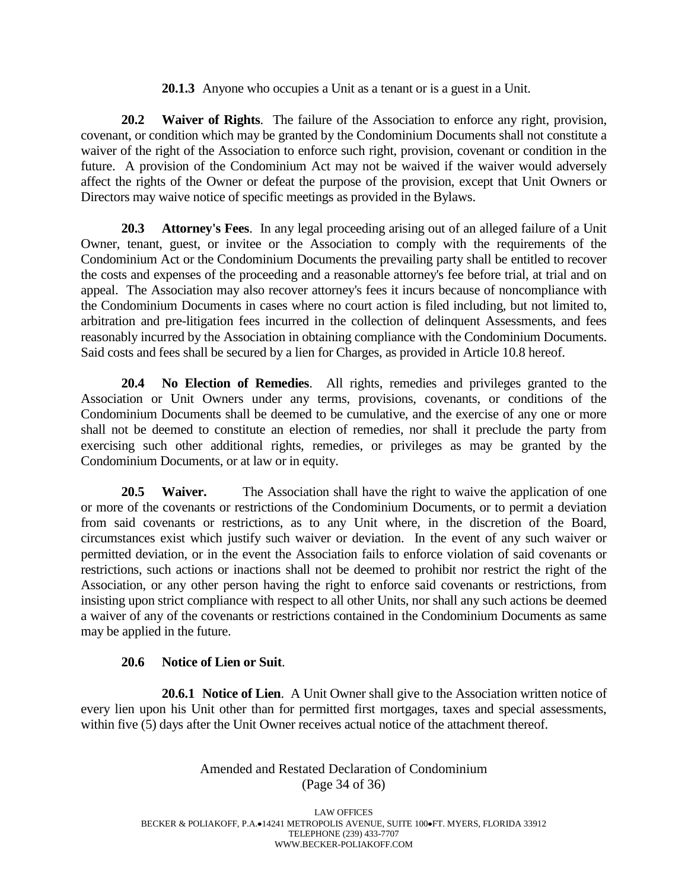**20.1.3** Anyone who occupies a Unit as a tenant or is a guest in a Unit.

**20.2 Waiver of Rights**. The failure of the Association to enforce any right, provision, covenant, or condition which may be granted by the Condominium Documents shall not constitute a waiver of the right of the Association to enforce such right, provision, covenant or condition in the future. A provision of the Condominium Act may not be waived if the waiver would adversely affect the rights of the Owner or defeat the purpose of the provision, except that Unit Owners or Directors may waive notice of specific meetings as provided in the Bylaws.

**20.3 Attorney's Fees**. In any legal proceeding arising out of an alleged failure of a Unit Owner, tenant, guest, or invitee or the Association to comply with the requirements of the Condominium Act or the Condominium Documents the prevailing party shall be entitled to recover the costs and expenses of the proceeding and a reasonable attorney's fee before trial, at trial and on appeal. The Association may also recover attorney's fees it incurs because of noncompliance with the Condominium Documents in cases where no court action is filed including, but not limited to, arbitration and pre-litigation fees incurred in the collection of delinquent Assessments, and fees reasonably incurred by the Association in obtaining compliance with the Condominium Documents. Said costs and fees shall be secured by a lien for Charges, as provided in Article 10.8 hereof.

**20.4 No Election of Remedies**. All rights, remedies and privileges granted to the Association or Unit Owners under any terms, provisions, covenants, or conditions of the Condominium Documents shall be deemed to be cumulative, and the exercise of any one or more shall not be deemed to constitute an election of remedies, nor shall it preclude the party from exercising such other additional rights, remedies, or privileges as may be granted by the Condominium Documents, or at law or in equity.

**20.5 Waiver.** The Association shall have the right to waive the application of one or more of the covenants or restrictions of the Condominium Documents, or to permit a deviation from said covenants or restrictions, as to any Unit where, in the discretion of the Board, circumstances exist which justify such waiver or deviation. In the event of any such waiver or permitted deviation, or in the event the Association fails to enforce violation of said covenants or restrictions, such actions or inactions shall not be deemed to prohibit nor restrict the right of the Association, or any other person having the right to enforce said covenants or restrictions, from insisting upon strict compliance with respect to all other Units, nor shall any such actions be deemed a waiver of any of the covenants or restrictions contained in the Condominium Documents as same may be applied in the future.

**20.6 Notice of Lien or Suit**.

**20.6.1 Notice of Lien**. A Unit Owner shall give to the Association written notice of every lien upon his Unit other than for permitted first mortgages, taxes and special assessments, within five (5) days after the Unit Owner receives actual notice of the attachment thereof.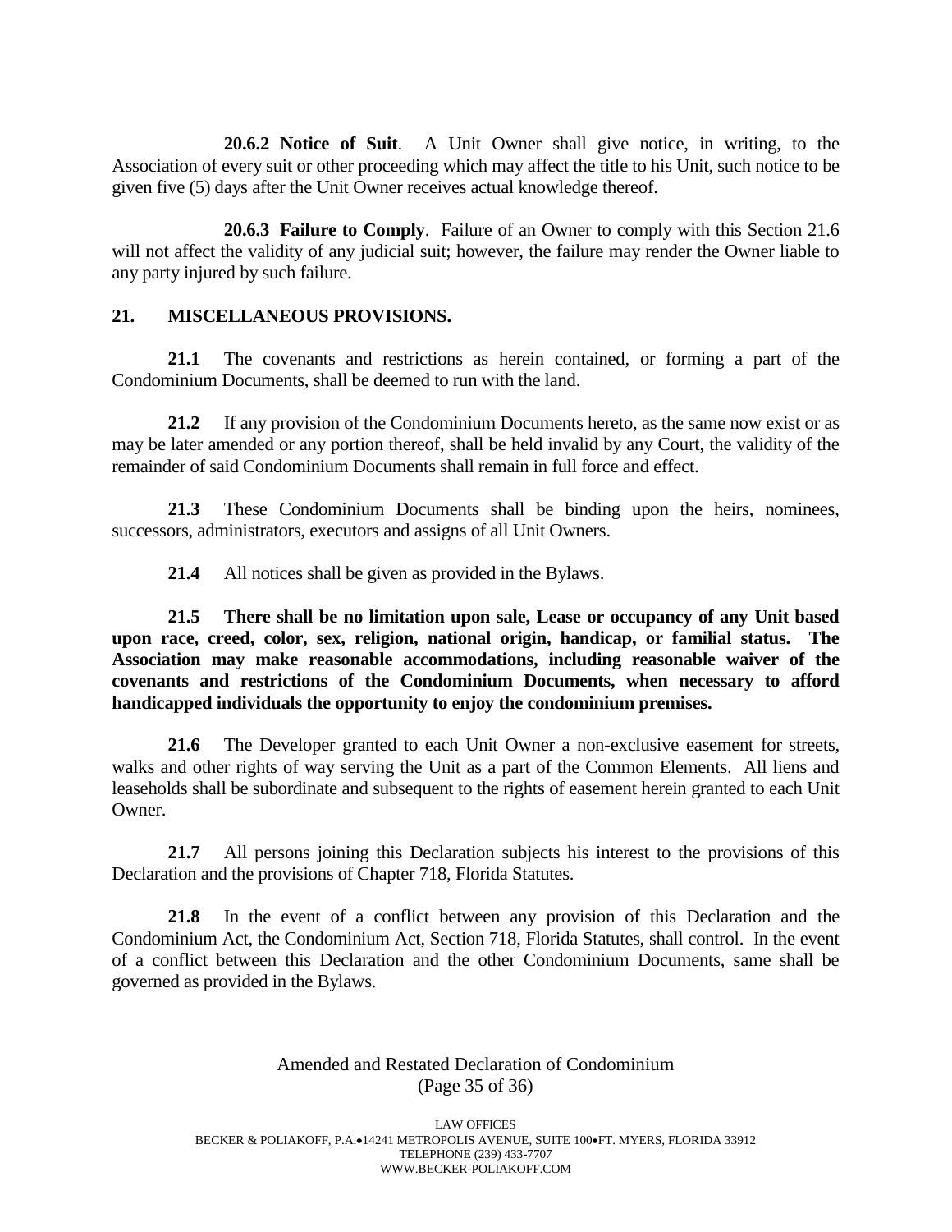**20.6.2 Notice of Suit**. A Unit Owner shall give notice, in writing, to the Association of every suit or other proceeding which may affect the title to his Unit, such notice to be given five (5) days after the Unit Owner receives actual knowledge thereof.

**20.6.3 Failure to Comply**. Failure of an Owner to comply with this Section 21.6 will not affect the validity of any judicial suit; however, the failure may render the Owner liable to any party injured by such failure.

## 21. MISCELLANEOUS PROVISIONS.

**21.1** The covenants and restrictions as herein contained, or forming a part of the Condominium Documents, shall be deemed to run with the land.

**21.2** If any provision of the Condominium Documents hereto, as the same now exist or as may be later amended or any portion thereof, shall be held invalid by any Court, the validity of the remainder of said Condominium Documents shall remain in full force and effect.

**21.3** These Condominium Documents shall be binding upon the heirs, nominees, successors, administrators, executors and assigns of all Unit Owners.

**21.4** All notices shall be given as provided in the Bylaws.

**21.5 There shall be no limitation upon sale, Lease or occupancy of any Unit based upon race, creed, color, sex, religion, national origin, handicap, or familial status. The Association may make reasonable accommodations, including reasonable waiver of the covenants and restrictions of the Condominium Documents, when necessary to afford handicapped individuals the opportunity to enjoy the condominium premises.**

**21.6** The Developer granted to each Unit Owner a non-exclusive easement for streets, walks and other rights of way serving the Unit as a part of the Common Elements. All liens and leaseholds shall be subordinate and subsequent to the rights of easement herein granted to each Unit Owner.

**21.7** All persons joining this Declaration subjects his interest to the provisions of this Declaration and the provisions of Chapter 718, Florida Statutes.

**21.8** In the event of a conflict between any provision of this Declaration and the Condominium Act, the Condominium Act, Section 718, Florida Statutes, shall control. In the event of a conflict between this Declaration and the other Condominium Documents, same shall be governed as provided in the Bylaws.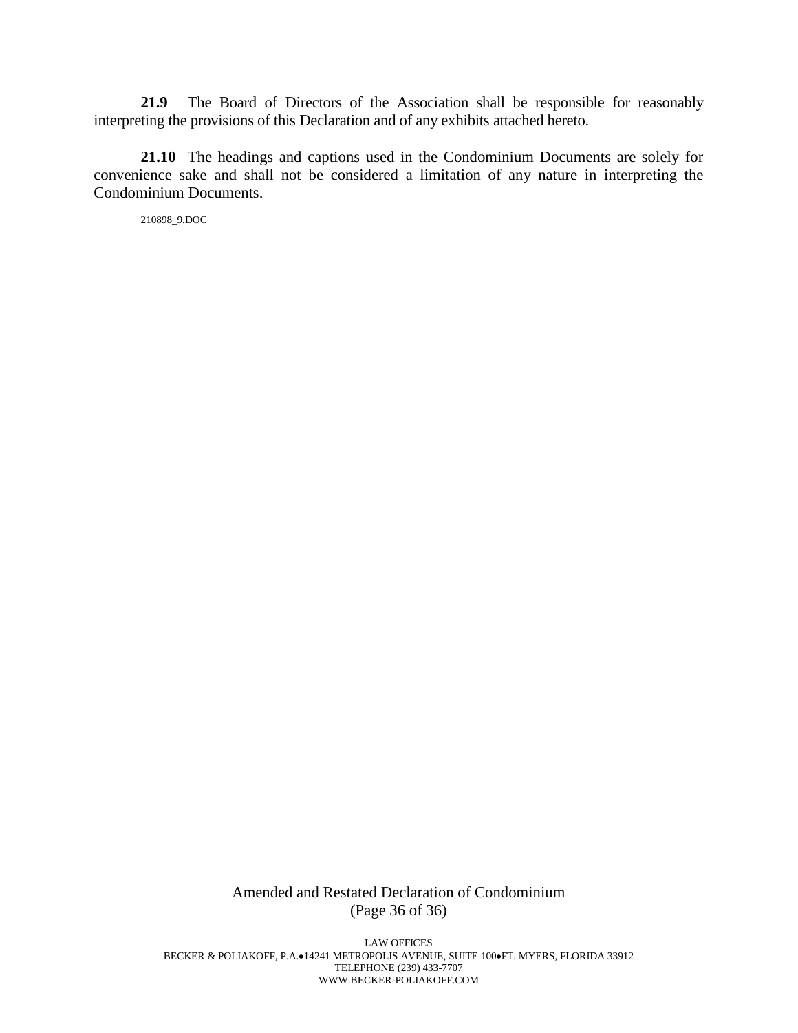**21.9** The Board of Directors of the Association shall be responsible for reasonably interpreting the provisions of this Declaration and of any exhibits attached hereto.

**21.10** The headings and captions used in the Condominium Documents are solely for convenience sake and shall not be considered a limitation of any nature in interpreting the Condominium Documents.

210898_9.DOC